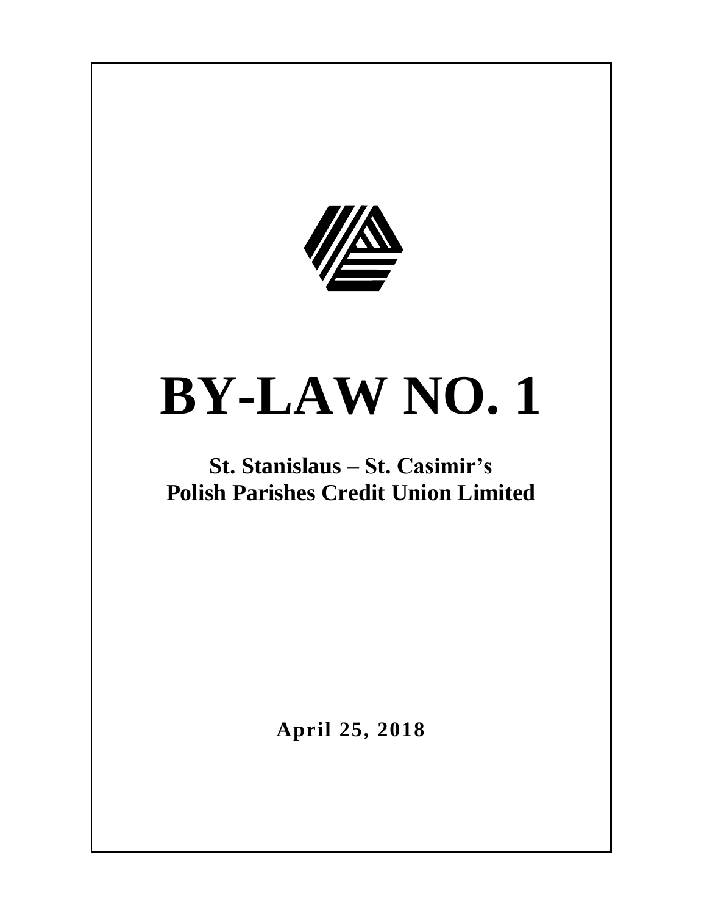# BY-LAW NO. 1

## St. Stanislaus – St. Casimir's Polish Parishes Credit Union Limited

**April 25, 2018**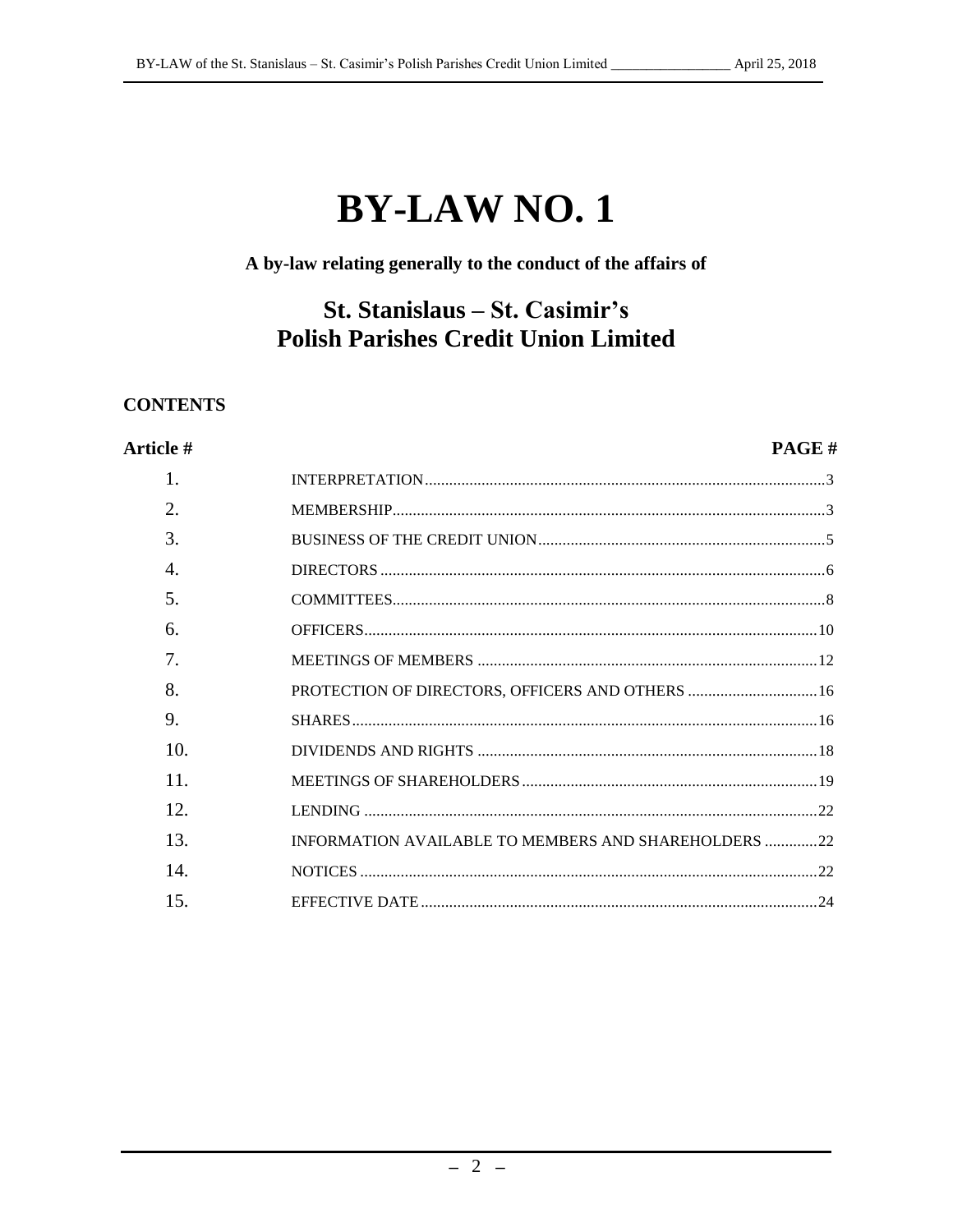# BY-LAW NO. 1

**A by-law relating generally to the conduct of the affairs of**

## St. Stanislaus – St. Casimir's Polish Parishes Credit Union Limited

### CONTENTS

| Article # | | PAGE # |
|---|---|---|
| 1. | INTERPRETATION | 3 |
| 2. | MEMBERSHIP | 3 |
| 3. | BUSINESS OF THE CREDIT UNION | 5 |
| 4. | DIRECTORS | 6 |
| 5. | COMMITTEES | 8 |
| 6. | OFFICERS | 10 |
| 7. | MEETINGS OF MEMBERS | 12 |
| 8. | PROTECTION OF DIRECTORS, OFFICERS AND OTHERS | 16 |
| 9. | SHARES | 16 |
| 10. | DIVIDENDS AND RIGHTS | 18 |
| 11. | MEETINGS OF SHAREHOLDERS | 19 |
| 12. | LENDING | 22 |
| 13. | INFORMATION AVAILABLE TO MEMBERS AND SHAREHOLDERS | 22 |
| 14. | NOTICES | 22 |
| 15. | EFFECTIVE DATE | 24 |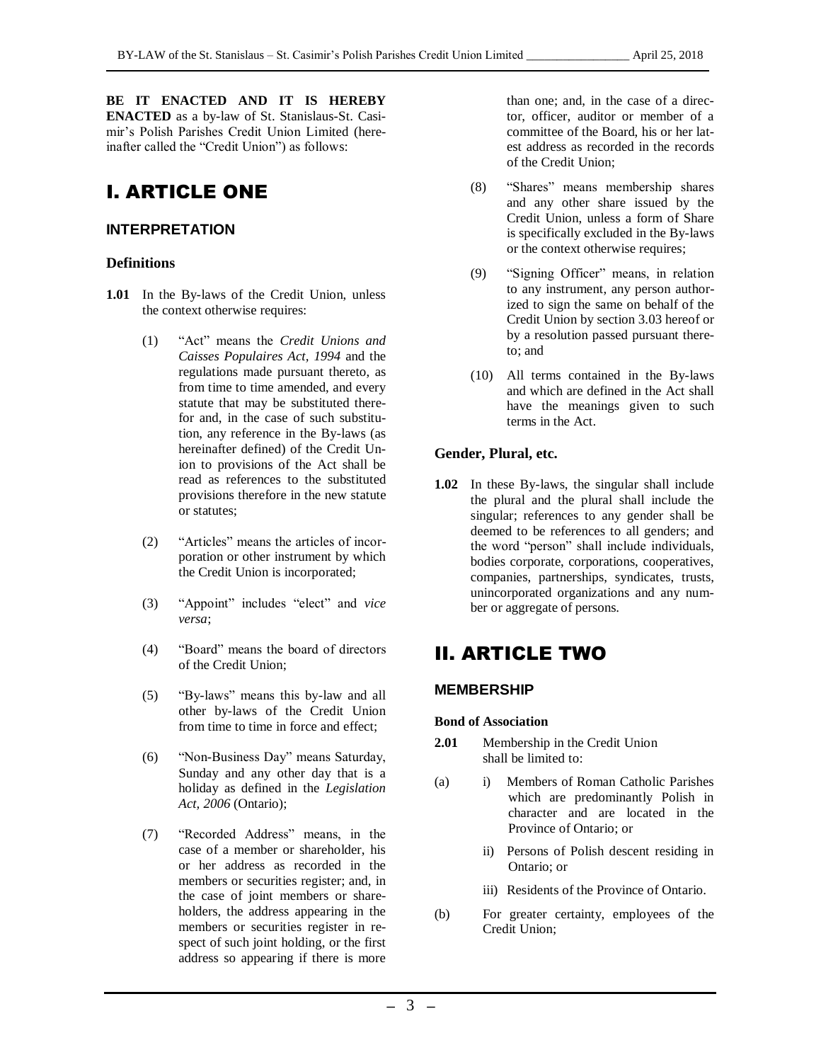**BE IT ENACTED AND IT IS HEREBY ENACTED** as a by-law of St. Stanislaus-St. Casimir's Polish Parishes Credit Union Limited (hereinafter called the "Credit Union") as follows:

# I. ARTICLE ONE

## INTERPRETATION

### Definitions

**1.01** In the By-laws of the Credit Union, unless the context otherwise requires:

(1) "Act" means the *Credit Unions and Caisses Populaires Act, 1994* and the regulations made pursuant thereto, as from time to time amended, and every statute that may be substituted therefor and, in the case of such substitution, any reference in the By-laws (as hereinafter defined) of the Credit Union to provisions of the Act shall be read as references to the substituted provisions therefore in the new statute or statutes;

(2) "Articles" means the articles of incorporation or other instrument by which the Credit Union is incorporated;

(3) "Appoint" includes "elect" and *vice versa*;

(4) "Board" means the board of directors of the Credit Union;

(5) "By-laws" means this by-law and all other by-laws of the Credit Union from time to time in force and effect;

(6) "Non-Business Day" means Saturday, Sunday and any other day that is a holiday as defined in the *Legislation Act, 2006* (Ontario);

(7) "Recorded Address" means, in the case of a member or shareholder, his or her address as recorded in the members or securities register; and, in the case of joint members or shareholders, the address appearing in the members or securities register in respect of such joint holding, or the first address so appearing if there is more than one; and, in the case of a director, officer, auditor or member of a committee of the Board, his or her latest address as recorded in the records of the Credit Union;

(8) "Shares" means membership shares and any other share issued by the Credit Union, unless a form of Share is specifically excluded in the By-laws or the context otherwise requires;

(9) "Signing Officer" means, in relation to any instrument, any person authorized to sign the same on behalf of the Credit Union by section 3.03 hereof or by a resolution passed pursuant thereto; and

(10) All terms contained in the By-laws and which are defined in the Act shall have the meanings given to such terms in the Act.

### Gender, Plural, etc.

**1.02** In these By-laws, the singular shall include the plural and the plural shall include the singular; references to any gender shall be deemed to be references to all genders; and the word "person" shall include individuals, bodies corporate, corporations, cooperatives, companies, partnerships, syndicates, trusts, unincorporated organizations and any number or aggregate of persons.

# II. ARTICLE TWO

## MEMBERSHIP

#### Bond of Association

**2.01** Membership in the Credit Union shall be limited to:

(a) i) Members of Roman Catholic Parishes which are predominantly Polish in character and are located in the Province of Ontario; or

ii) Persons of Polish descent residing in Ontario; or

iii) Residents of the Province of Ontario.

(b) For greater certainty, employees of the Credit Union;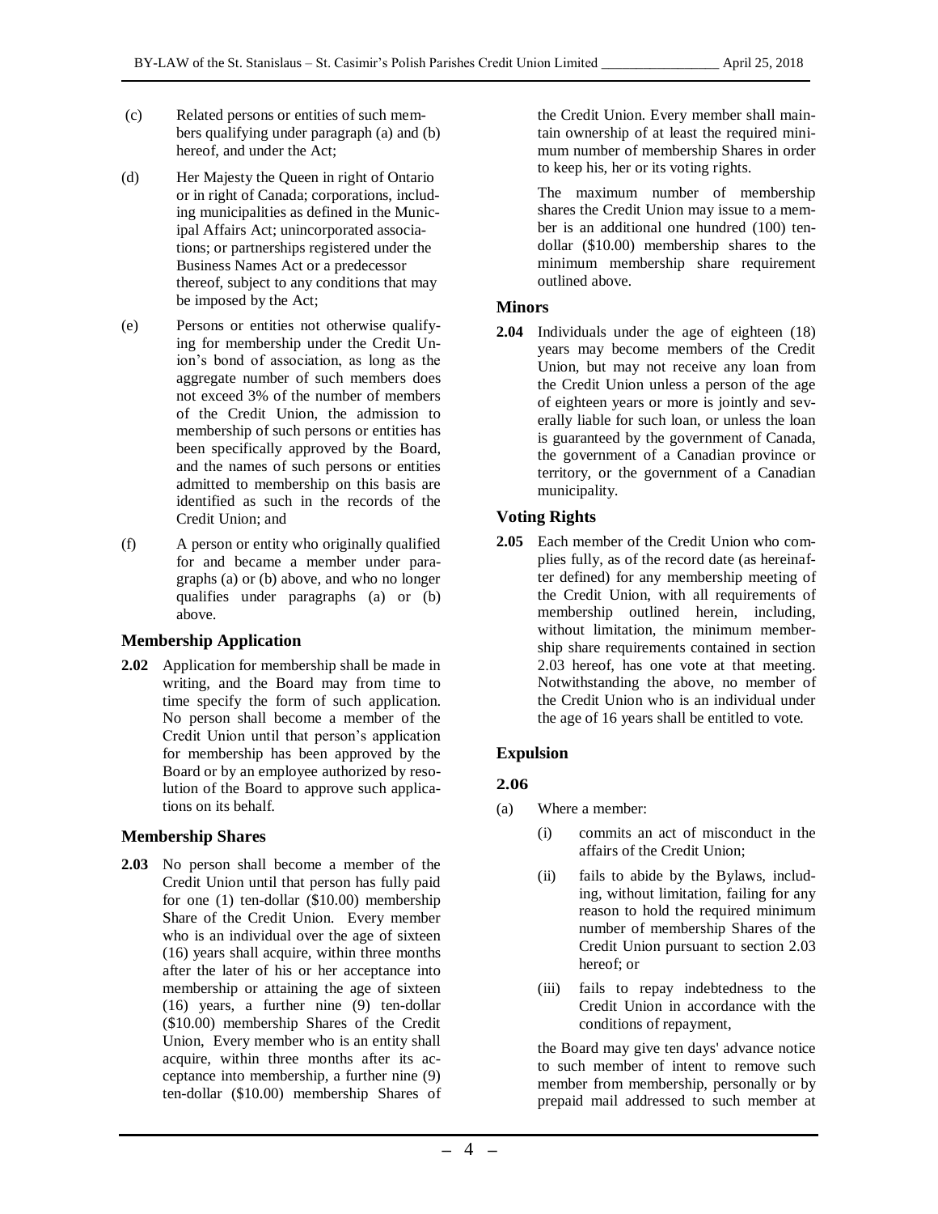(c) Related persons or entities of such members qualifying under paragraph (a) and (b) hereof, and under the Act;

(d) Her Majesty the Queen in right of Ontario or in right of Canada; corporations, including municipalities as defined in the Municipal Affairs Act; unincorporated associations; or partnerships registered under the Business Names Act or a predecessor thereof, subject to any conditions that may be imposed by the Act;

(e) Persons or entities not otherwise qualifying for membership under the Credit Union's bond of association, as long as the aggregate number of such members does not exceed 3% of the number of members of the Credit Union, the admission to membership of such persons or entities has been specifically approved by the Board, and the names of such persons or entities admitted to membership on this basis are identified as such in the records of the Credit Union; and

(f) A person or entity who originally qualified for and became a member under paragraphs (a) or (b) above, and who no longer qualifies under paragraphs (a) or (b) above.

### Membership Application

**2.02** Application for membership shall be made in writing, and the Board may from time to time specify the form of such application. No person shall become a member of the Credit Union until that person's application for membership has been approved by the Board or by an employee authorized by resolution of the Board to approve such applications on its behalf.

### Membership Shares

**2.03** No person shall become a member of the Credit Union until that person has fully paid for one (1) ten-dollar ($10.00) membership Share of the Credit Union. Every member who is an individual over the age of sixteen (16) years shall acquire, within three months after the later of his or her acceptance into membership or attaining the age of sixteen (16) years, a further nine (9) ten-dollar ($10.00) membership Shares of the Credit Union, Every member who is an entity shall acquire, within three months after its acceptance into membership, a further nine (9) ten-dollar ($10.00) membership Shares of the Credit Union. Every member shall maintain ownership of at least the required minimum number of membership Shares in order to keep his, her or its voting rights.

The maximum number of membership shares the Credit Union may issue to a member is an additional one hundred (100) ten-dollar ($10.00) membership shares to the minimum membership share requirement outlined above.

### Minors

**2.04** Individuals under the age of eighteen (18) years may become members of the Credit Union, but may not receive any loan from the Credit Union unless a person of the age of eighteen years or more is jointly and severally liable for such loan, or unless the loan is guaranteed by the government of Canada, the government of a Canadian province or territory, or the government of a Canadian municipality.

### Voting Rights

**2.05** Each member of the Credit Union who complies fully, as of the record date (as hereinafter defined) for any membership meeting of the Credit Union, with all requirements of membership outlined herein, including, without limitation, the minimum membership share requirements contained in section 2.03 hereof, has one vote at that meeting. Notwithstanding the above, no member of the Credit Union who is an individual under the age of 16 years shall be entitled to vote.

### Expulsion

**2.06**

(a) Where a member:

(i) commits an act of misconduct in the affairs of the Credit Union;

(ii) fails to abide by the Bylaws, including, without limitation, failing for any reason to hold the required minimum number of membership Shares of the Credit Union pursuant to section 2.03 hereof; or

(iii) fails to repay indebtedness to the Credit Union in accordance with the conditions of repayment,

the Board may give ten days' advance notice to such member of intent to remove such member from membership, personally or by prepaid mail addressed to such member at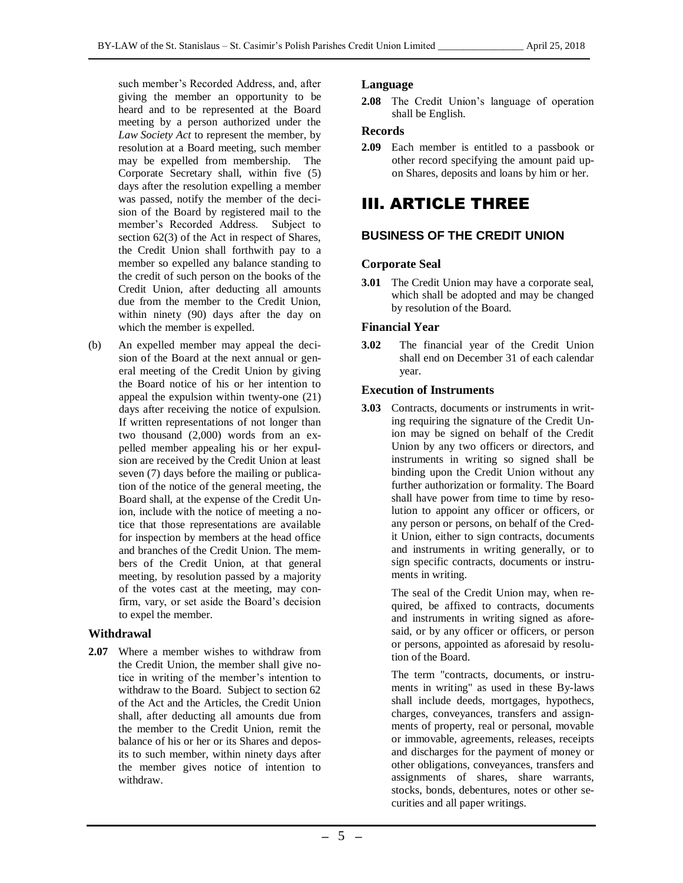such member's Recorded Address, and, after giving the member an opportunity to be heard and to be represented at the Board meeting by a person authorized under the *Law Society Act* to represent the member, by resolution at a Board meeting, such member may be expelled from membership. The Corporate Secretary shall, within five (5) days after the resolution expelling a member was passed, notify the member of the decision of the Board by registered mail to the member's Recorded Address. Subject to section 62(3) of the Act in respect of Shares, the Credit Union shall forthwith pay to a member so expelled any balance standing to the credit of such person on the books of the Credit Union, after deducting all amounts due from the member to the Credit Union, within ninety (90) days after the day on which the member is expelled.

(b) An expelled member may appeal the decision of the Board at the next annual or general meeting of the Credit Union by giving the Board notice of his or her intention to appeal the expulsion within twenty-one (21) days after receiving the notice of expulsion. If written representations of not longer than two thousand (2,000) words from an expelled member appealing his or her expulsion are received by the Credit Union at least seven (7) days before the mailing or publication of the notice of the general meeting, the Board shall, at the expense of the Credit Union, include with the notice of meeting a notice that those representations are available for inspection by members at the head office and branches of the Credit Union. The members of the Credit Union, at that general meeting, by resolution passed by a majority of the votes cast at the meeting, may confirm, vary, or set aside the Board's decision to expel the member.

### Withdrawal

**2.07** Where a member wishes to withdraw from the Credit Union, the member shall give notice in writing of the member's intention to withdraw to the Board. Subject to section 62 of the Act and the Articles, the Credit Union shall, after deducting all amounts due from the member to the Credit Union, remit the balance of his or her or its Shares and deposits to such member, within ninety days after the member gives notice of intention to withdraw.

### Language

**2.08** The Credit Union's language of operation shall be English.

### Records

**2.09** Each member is entitled to a passbook or other record specifying the amount paid upon Shares, deposits and loans by him or her.

# III. ARTICLE THREE

## BUSINESS OF THE CREDIT UNION

### Corporate Seal

**3.01** The Credit Union may have a corporate seal, which shall be adopted and may be changed by resolution of the Board.

### Financial Year

**3.02** The financial year of the Credit Union shall end on December 31 of each calendar year.

### Execution of Instruments

**3.03** Contracts, documents or instruments in writing requiring the signature of the Credit Union may be signed on behalf of the Credit Union by any two officers or directors, and instruments in writing so signed shall be binding upon the Credit Union without any further authorization or formality. The Board shall have power from time to time by resolution to appoint any officer or officers, or any person or persons, on behalf of the Credit Union, either to sign contracts, documents and instruments in writing generally, or to sign specific contracts, documents or instruments in writing.

The seal of the Credit Union may, when required, be affixed to contracts, documents and instruments in writing signed as aforesaid, or by any officer or officers, or person or persons, appointed as aforesaid by resolution of the Board.

The term "contracts, documents, or instruments in writing" as used in these By-laws shall include deeds, mortgages, hypothecs, charges, conveyances, transfers and assignments of property, real or personal, movable or immovable, agreements, releases, receipts and discharges for the payment of money or other obligations, conveyances, transfers and assignments of shares, share warrants, stocks, bonds, debentures, notes or other securities and all paper writings.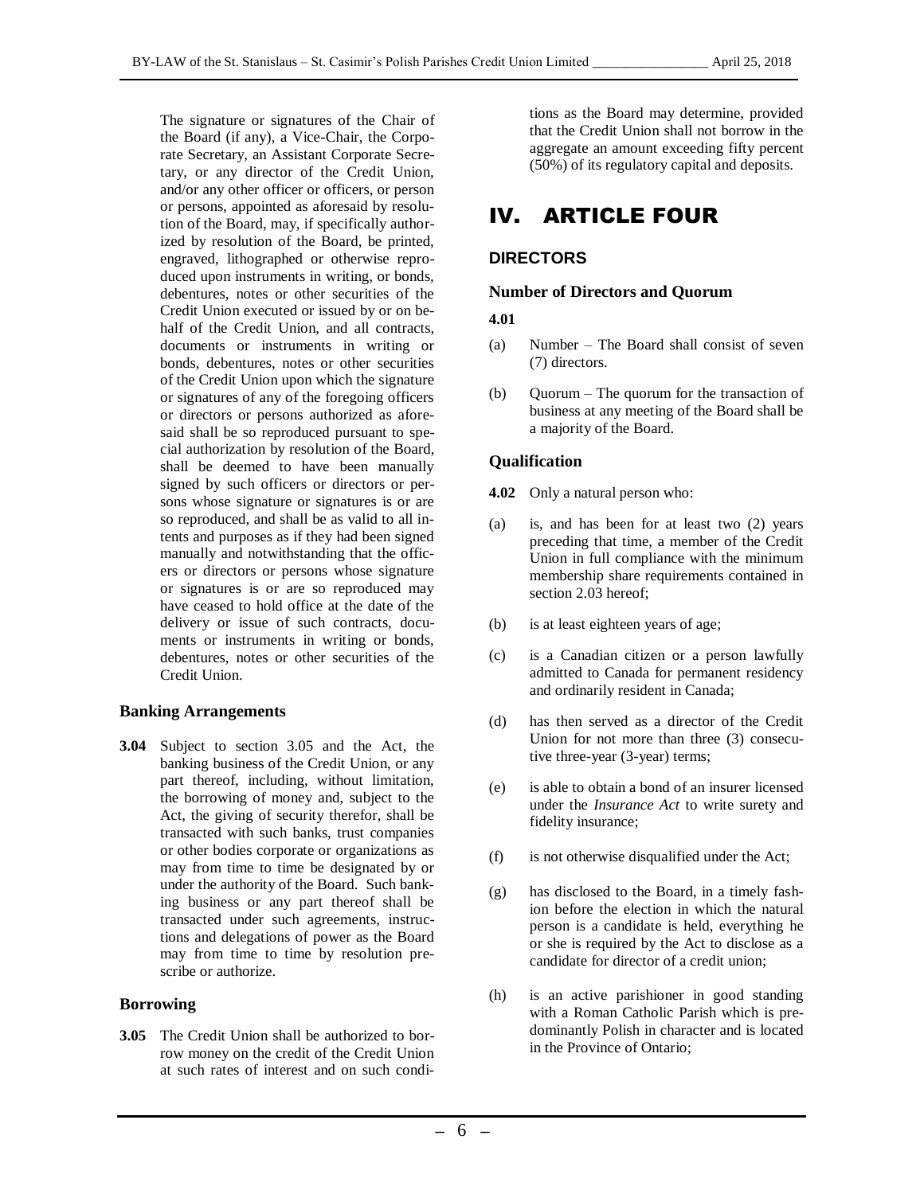The signature or signatures of the Chair of the Board (if any), a Vice-Chair, the Corporate Secretary, an Assistant Corporate Secretary, or any director of the Credit Union, and/or any other officer or officers, or person or persons, appointed as aforesaid by resolution of the Board, may, if specifically authorized by resolution of the Board, be printed, engraved, lithographed or otherwise reproduced upon instruments in writing, or bonds, debentures, notes or other securities of the Credit Union executed or issued by or on behalf of the Credit Union, and all contracts, documents or instruments in writing or bonds, debentures, notes or other securities of the Credit Union upon which the signature or signatures of any of the foregoing officers or directors or persons authorized as aforesaid shall be so reproduced pursuant to special authorization by resolution of the Board, shall be deemed to have been manually signed by such officers or directors or persons whose signature or signatures is or are so reproduced, and shall be as valid to all intents and purposes as if they had been signed manually and notwithstanding that the officers or directors or persons whose signature or signatures is or are so reproduced may have ceased to hold office at the date of the delivery or issue of such contracts, documents or instruments in writing or bonds, debentures, notes or other securities of the Credit Union.

### Banking Arrangements

**3.04** Subject to section 3.05 and the Act, the banking business of the Credit Union, or any part thereof, including, without limitation, the borrowing of money and, subject to the Act, the giving of security therefor, shall be transacted with such banks, trust companies or other bodies corporate or organizations as may from time to time be designated by or under the authority of the Board. Such banking business or any part thereof shall be transacted under such agreements, instructions and delegations of power as the Board may from time to time by resolution prescribe or authorize.

### Borrowing

**3.05** The Credit Union shall be authorized to borrow money on the credit of the Credit Union at such rates of interest and on such conditions as the Board may determine, provided that the Credit Union shall not borrow in the aggregate an amount exceeding fifty percent (50%) of its regulatory capital and deposits.

# IV. ARTICLE FOUR

## DIRECTORS

### Number of Directors and Quorum

**4.01**

(a) Number – The Board shall consist of seven (7) directors.

(b) Quorum – The quorum for the transaction of business at any meeting of the Board shall be a majority of the Board.

### Qualification

**4.02** Only a natural person who:

(a) is, and has been for at least two (2) years preceding that time, a member of the Credit Union in full compliance with the minimum membership share requirements contained in section 2.03 hereof;

(b) is at least eighteen years of age;

(c) is a Canadian citizen or a person lawfully admitted to Canada for permanent residency and ordinarily resident in Canada;

(d) has then served as a director of the Credit Union for not more than three (3) consecutive three-year (3-year) terms;

(e) is able to obtain a bond of an insurer licensed under the *Insurance Act* to write surety and fidelity insurance;

(f) is not otherwise disqualified under the Act;

(g) has disclosed to the Board, in a timely fashion before the election in which the natural person is a candidate is held, everything he or she is required by the Act to disclose as a candidate for director of a credit union;

(h) is an active parishioner in good standing with a Roman Catholic Parish which is predominantly Polish in character and is located in the Province of Ontario;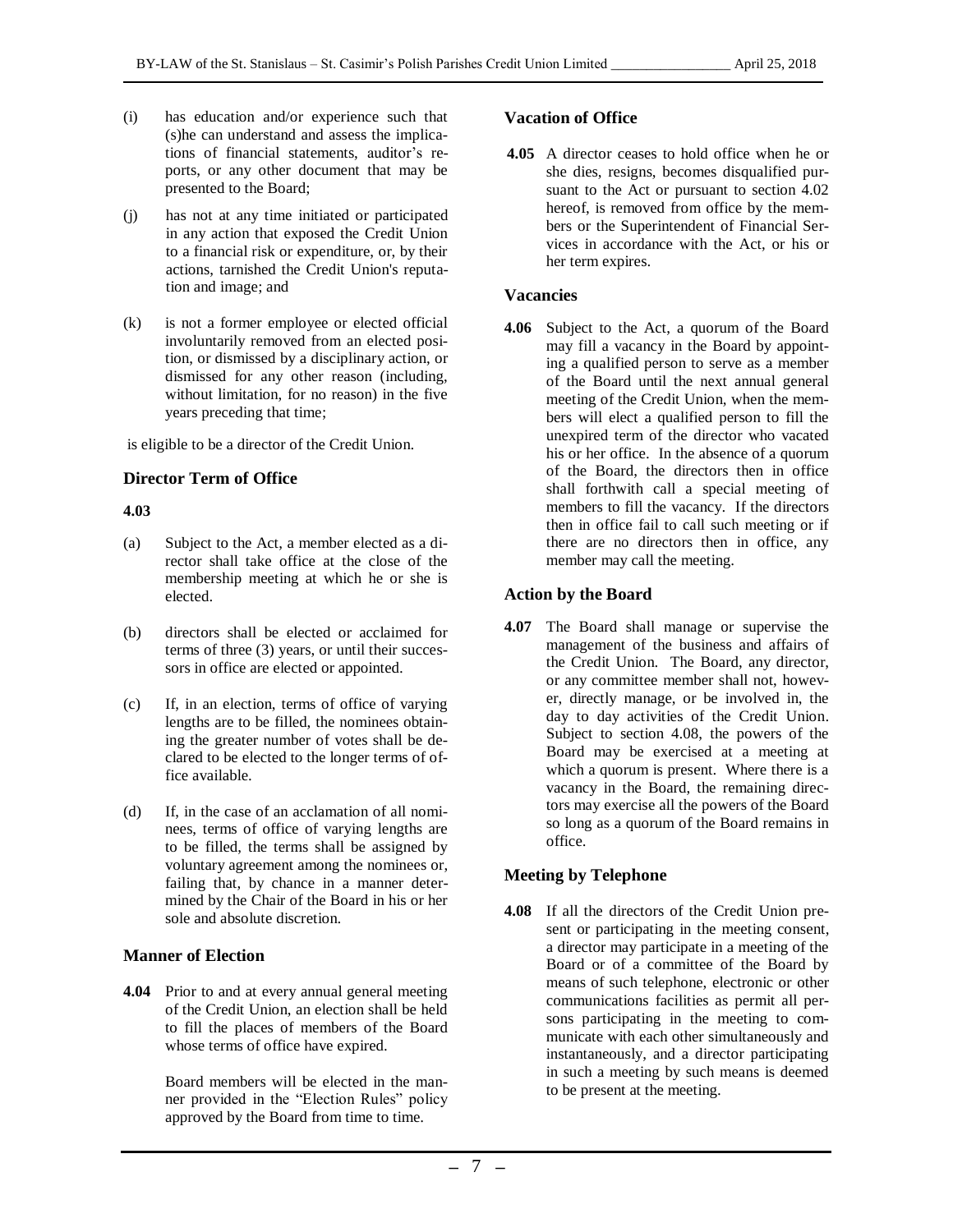(i) has education and/or experience such that (s)he can understand and assess the implications of financial statements, auditor's reports, or any other document that may be presented to the Board;

(j) has not at any time initiated or participated in any action that exposed the Credit Union to a financial risk or expenditure, or, by their actions, tarnished the Credit Union's reputation and image; and

(k) is not a former employee or elected official involuntarily removed from an elected position, or dismissed by a disciplinary action, or dismissed for any other reason (including, without limitation, for no reason) in the five years preceding that time;

is eligible to be a director of the Credit Union.

### Director Term of Office

**4.03**

(a) Subject to the Act, a member elected as a director shall take office at the close of the membership meeting at which he or she is elected.

(b) directors shall be elected or acclaimed for terms of three (3) years, or until their successors in office are elected or appointed.

(c) If, in an election, terms of office of varying lengths are to be filled, the nominees obtaining the greater number of votes shall be declared to be elected to the longer terms of office available.

(d) If, in the case of an acclamation of all nominees, terms of office of varying lengths are to be filled, the terms shall be assigned by voluntary agreement among the nominees or, failing that, by chance in a manner determined by the Chair of the Board in his or her sole and absolute discretion.

### Manner of Election

**4.04** Prior to and at every annual general meeting of the Credit Union, an election shall be held to fill the places of members of the Board whose terms of office have expired.

Board members will be elected in the manner provided in the "Election Rules" policy approved by the Board from time to time.

### Vacation of Office

**4.05** A director ceases to hold office when he or she dies, resigns, becomes disqualified pursuant to the Act or pursuant to section 4.02 hereof, is removed from office by the members or the Superintendent of Financial Services in accordance with the Act, or his or her term expires.

### Vacancies

**4.06** Subject to the Act, a quorum of the Board may fill a vacancy in the Board by appointing a qualified person to serve as a member of the Board until the next annual general meeting of the Credit Union, when the members will elect a qualified person to fill the unexpired term of the director who vacated his or her office. In the absence of a quorum of the Board, the directors then in office shall forthwith call a special meeting of members to fill the vacancy. If the directors then in office fail to call such meeting or if there are no directors then in office, any member may call the meeting.

### Action by the Board

**4.07** The Board shall manage or supervise the management of the business and affairs of the Credit Union. The Board, any director, or any committee member shall not, however, directly manage, or be involved in, the day to day activities of the Credit Union. Subject to section 4.08, the powers of the Board may be exercised at a meeting at which a quorum is present. Where there is a vacancy in the Board, the remaining directors may exercise all the powers of the Board so long as a quorum of the Board remains in office.

### Meeting by Telephone

**4.08** If all the directors of the Credit Union present or participating in the meeting consent, a director may participate in a meeting of the Board or of a committee of the Board by means of such telephone, electronic or other communications facilities as permit all persons participating in the meeting to communicate with each other simultaneously and instantaneously, and a director participating in such a meeting by such means is deemed to be present at the meeting.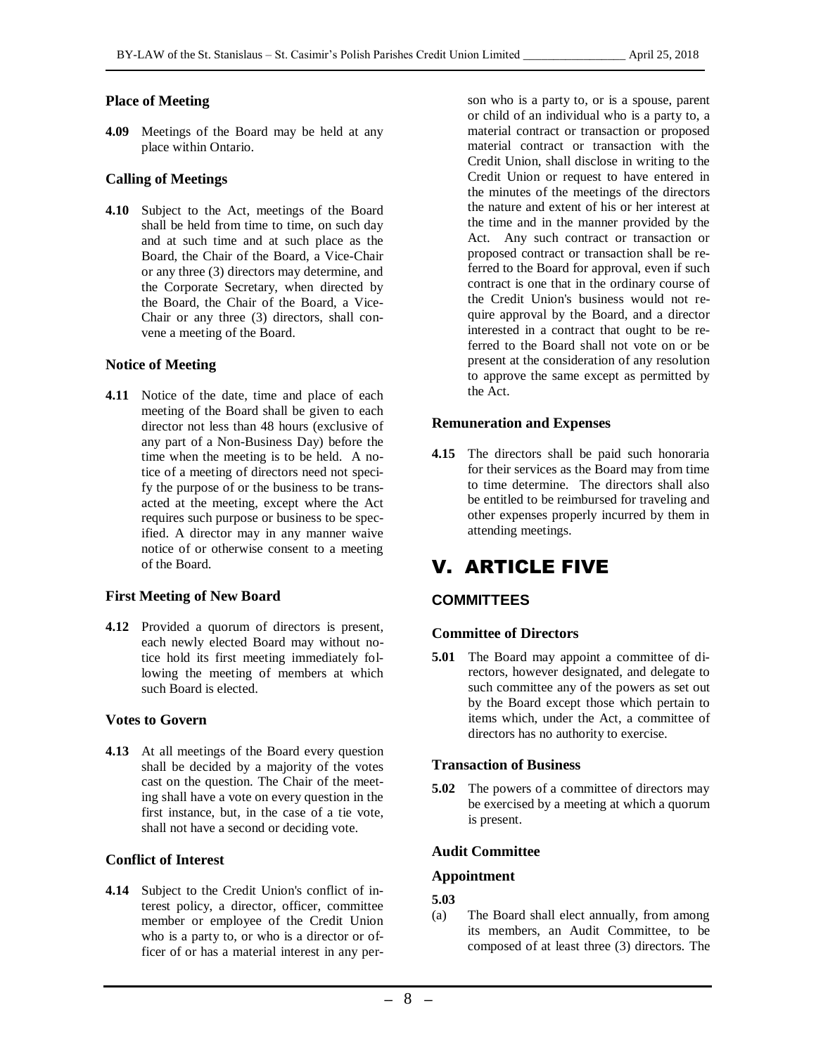### Place of Meeting

**4.09** Meetings of the Board may be held at any place within Ontario.

### Calling of Meetings

**4.10** Subject to the Act, meetings of the Board shall be held from time to time, on such day and at such time and at such place as the Board, the Chair of the Board, a Vice-Chair or any three (3) directors may determine, and the Corporate Secretary, when directed by the Board, the Chair of the Board, a Vice-Chair or any three (3) directors, shall convene a meeting of the Board.

### Notice of Meeting

**4.11** Notice of the date, time and place of each meeting of the Board shall be given to each director not less than 48 hours (exclusive of any part of a Non-Business Day) before the time when the meeting is to be held. A notice of a meeting of directors need not specify the purpose of or the business to be transacted at the meeting, except where the Act requires such purpose or business to be specified. A director may in any manner waive notice of or otherwise consent to a meeting of the Board.

### First Meeting of New Board

**4.12** Provided a quorum of directors is present, each newly elected Board may without notice hold its first meeting immediately following the meeting of members at which such Board is elected.

### Votes to Govern

**4.13** At all meetings of the Board every question shall be decided by a majority of the votes cast on the question. The Chair of the meeting shall have a vote on every question in the first instance, but, in the case of a tie vote, shall not have a second or deciding vote.

### Conflict of Interest

**4.14** Subject to the Credit Union's conflict of interest policy, a director, officer, committee member or employee of the Credit Union who is a party to, or who is a director or officer of or has a material interest in any person who is a party to, or is a spouse, parent or child of an individual who is a party to, a material contract or transaction or proposed material contract or transaction with the Credit Union, shall disclose in writing to the Credit Union or request to have entered in the minutes of the meetings of the directors the nature and extent of his or her interest at the time and in the manner provided by the Act. Any such contract or transaction or proposed contract or transaction shall be referred to the Board for approval, even if such contract is one that in the ordinary course of the Credit Union's business would not require approval by the Board, and a director interested in a contract that ought to be referred to the Board shall not vote on or be present at the consideration of any resolution to approve the same except as permitted by the Act.

### Remuneration and Expenses

**4.15** The directors shall be paid such honoraria for their services as the Board may from time to time determine. The directors shall also be entitled to be reimbursed for traveling and other expenses properly incurred by them in attending meetings.

# V. ARTICLE FIVE

## COMMITTEES

### Committee of Directors

**5.01** The Board may appoint a committee of directors, however designated, and delegate to such committee any of the powers as set out by the Board except those which pertain to items which, under the Act, a committee of directors has no authority to exercise.

### Transaction of Business

**5.02** The powers of a committee of directors may be exercised by a meeting at which a quorum is present.

### Audit Committee

### Appointment

**5.03**

(a) The Board shall elect annually, from among its members, an Audit Committee, to be composed of at least three (3) directors. The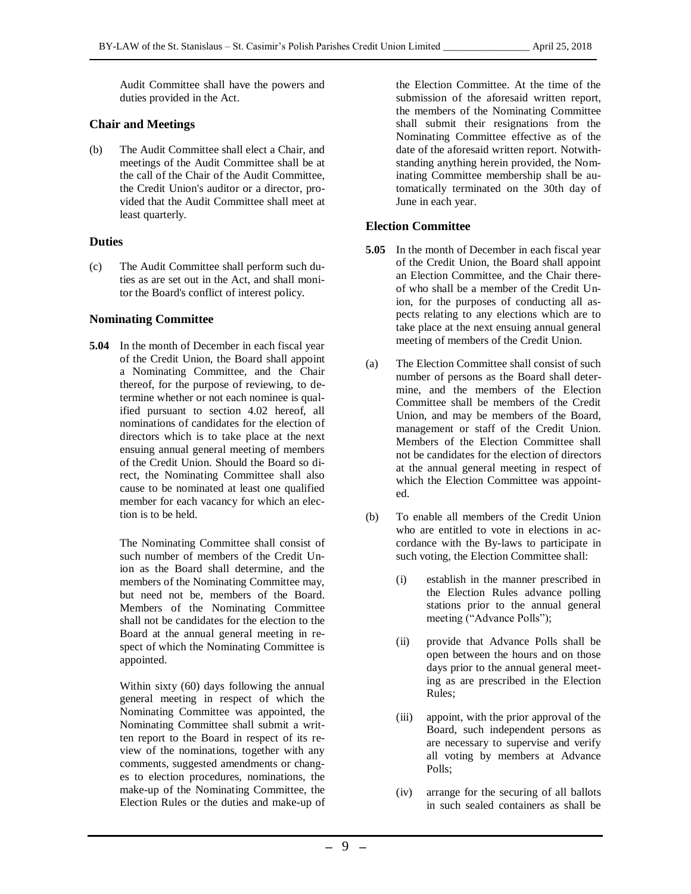Audit Committee shall have the powers and duties provided in the Act.

## Chair and Meetings

(b) The Audit Committee shall elect a Chair, and meetings of the Audit Committee shall be at the call of the Chair of the Audit Committee, the Credit Union's auditor or a director, provided that the Audit Committee shall meet at least quarterly.

## Duties

(c) The Audit Committee shall perform such duties as are set out in the Act, and shall monitor the Board's conflict of interest policy.

## Nominating Committee

**5.04** In the month of December in each fiscal year of the Credit Union, the Board shall appoint a Nominating Committee, and the Chair thereof, for the purpose of reviewing, to determine whether or not each nominee is qualified pursuant to section 4.02 hereof, all nominations of candidates for the election of directors which is to take place at the next ensuing annual general meeting of members of the Credit Union. Should the Board so direct, the Nominating Committee shall also cause to be nominated at least one qualified member for each vacancy for which an election is to be held.

The Nominating Committee shall consist of such number of members of the Credit Union as the Board shall determine, and the members of the Nominating Committee may, but need not be, members of the Board. Members of the Nominating Committee shall not be candidates for the election to the Board at the annual general meeting in respect of which the Nominating Committee is appointed.

Within sixty (60) days following the annual general meeting in respect of which the Nominating Committee was appointed, the Nominating Committee shall submit a written report to the Board in respect of its review of the nominations, together with any comments, suggested amendments or changes to election procedures, nominations, the make-up of the Nominating Committee, the Election Rules or the duties and make-up of the Election Committee. At the time of the submission of the aforesaid written report, the members of the Nominating Committee shall submit their resignations from the Nominating Committee effective as of the date of the aforesaid written report. Notwithstanding anything herein provided, the Nominating Committee membership shall be automatically terminated on the 30th day of June in each year.

## Election Committee

**5.05** In the month of December in each fiscal year of the Credit Union, the Board shall appoint an Election Committee, and the Chair thereof who shall be a member of the Credit Union, for the purposes of conducting all aspects relating to any elections which are to take place at the next ensuing annual general meeting of members of the Credit Union.

(a) The Election Committee shall consist of such number of persons as the Board shall determine, and the members of the Election Committee shall be members of the Credit Union, and may be members of the Board, management or staff of the Credit Union. Members of the Election Committee shall not be candidates for the election of directors at the annual general meeting in respect of which the Election Committee was appointed.

(b) To enable all members of the Credit Union who are entitled to vote in elections in accordance with the By-laws to participate in such voting, the Election Committee shall:

   (i) establish in the manner prescribed in the Election Rules advance polling stations prior to the annual general meeting ("Advance Polls");

   (ii) provide that Advance Polls shall be open between the hours and on those days prior to the annual general meeting as are prescribed in the Election Rules;

   (iii) appoint, with the prior approval of the Board, such independent persons as are necessary to supervise and verify all voting by members at Advance Polls;

   (iv) arrange for the securing of all ballots in such sealed containers as shall be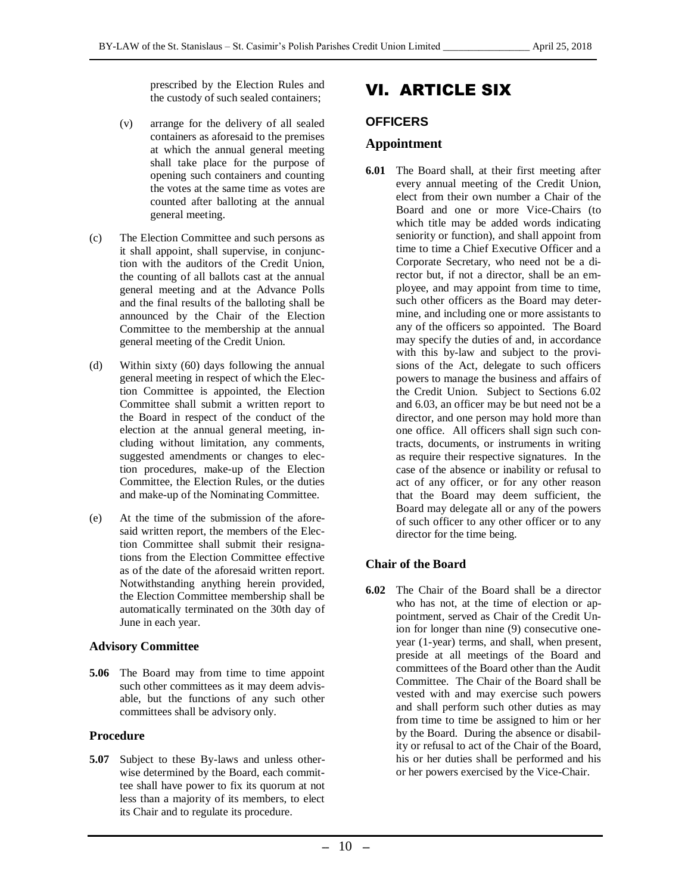prescribed by the Election Rules and the custody of such sealed containers;

(v) arrange for the delivery of all sealed containers as aforesaid to the premises at which the annual general meeting shall take place for the purpose of opening such containers and counting the votes at the same time as votes are counted after balloting at the annual general meeting.

(c) The Election Committee and such persons as it shall appoint, shall supervise, in conjunction with the auditors of the Credit Union, the counting of all ballots cast at the annual general meeting and at the Advance Polls and the final results of the balloting shall be announced by the Chair of the Election Committee to the membership at the annual general meeting of the Credit Union.

(d) Within sixty (60) days following the annual general meeting in respect of which the Election Committee is appointed, the Election Committee shall submit a written report to the Board in respect of the conduct of the election at the annual general meeting, including without limitation, any comments, suggested amendments or changes to election procedures, make-up of the Election Committee, the Election Rules, or the duties and make-up of the Nominating Committee.

(e) At the time of the submission of the aforesaid written report, the members of the Election Committee shall submit their resignations from the Election Committee effective as of the date of the aforesaid written report. Notwithstanding anything herein provided, the Election Committee membership shall be automatically terminated on the 30th day of June in each year.

### Advisory Committee

**5.06** The Board may from time to time appoint such other committees as it may deem advisable, but the functions of any such other committees shall be advisory only.

### Procedure

**5.07** Subject to these By-laws and unless otherwise determined by the Board, each committee shall have power to fix its quorum at not less than a majority of its members, to elect its Chair and to regulate its procedure.

# VI. ARTICLE SIX

## OFFICERS

### Appointment

**6.01** The Board shall, at their first meeting after every annual meeting of the Credit Union, elect from their own number a Chair of the Board and one or more Vice-Chairs (to which title may be added words indicating seniority or function), and shall appoint from time to time a Chief Executive Officer and a Corporate Secretary, who need not be a director but, if not a director, shall be an employee, and may appoint from time to time, such other officers as the Board may determine, and including one or more assistants to any of the officers so appointed. The Board may specify the duties of and, in accordance with this by-law and subject to the provisions of the Act, delegate to such officers powers to manage the business and affairs of the Credit Union. Subject to Sections 6.02 and 6.03, an officer may be but need not be a director, and one person may hold more than one office. All officers shall sign such contracts, documents, or instruments in writing as require their respective signatures. In the case of the absence or inability or refusal to act of any officer, or for any other reason that the Board may deem sufficient, the Board may delegate all or any of the powers of such officer to any other officer or to any director for the time being.

### Chair of the Board

**6.02** The Chair of the Board shall be a director who has not, at the time of election or appointment, served as Chair of the Credit Union for longer than nine (9) consecutive one-year (1-year) terms, and shall, when present, preside at all meetings of the Board and committees of the Board other than the Audit Committee. The Chair of the Board shall be vested with and may exercise such powers and shall perform such other duties as may from time to time be assigned to him or her by the Board. During the absence or disability or refusal to act of the Chair of the Board, his or her duties shall be performed and his or her powers exercised by the Vice-Chair.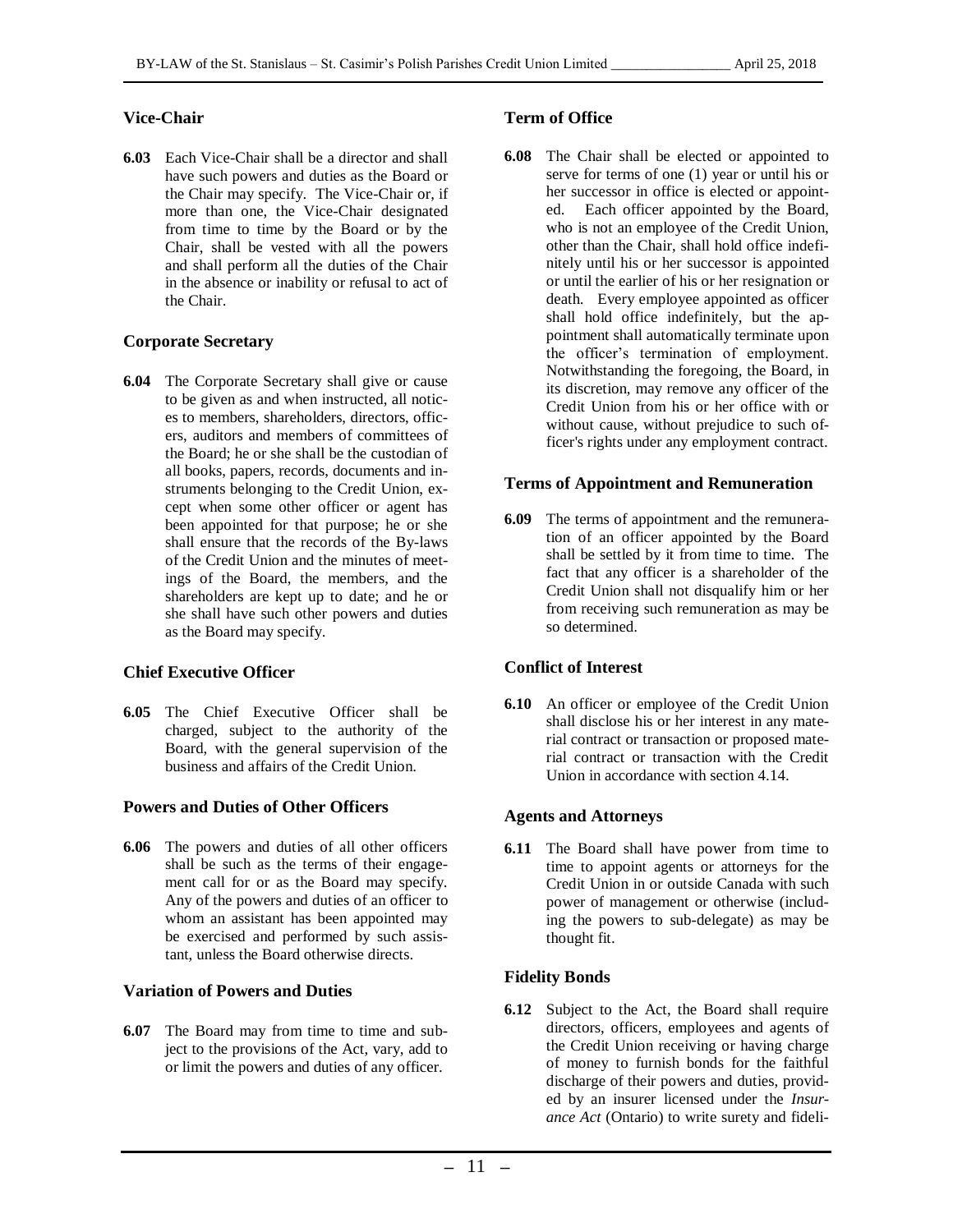### Vice-Chair

**6.03** Each Vice-Chair shall be a director and shall have such powers and duties as the Board or the Chair may specify. The Vice-Chair or, if more than one, the Vice-Chair designated from time to time by the Board or by the Chair, shall be vested with all the powers and shall perform all the duties of the Chair in the absence or inability or refusal to act of the Chair.

### Corporate Secretary

**6.04** The Corporate Secretary shall give or cause to be given as and when instructed, all notices to members, shareholders, directors, officers, auditors and members of committees of the Board; he or she shall be the custodian of all books, papers, records, documents and instruments belonging to the Credit Union, except when some other officer or agent has been appointed for that purpose; he or she shall ensure that the records of the By-laws of the Credit Union and the minutes of meetings of the Board, the members, and the shareholders are kept up to date; and he or she shall have such other powers and duties as the Board may specify.

### Chief Executive Officer

**6.05** The Chief Executive Officer shall be charged, subject to the authority of the Board, with the general supervision of the business and affairs of the Credit Union.

### Powers and Duties of Other Officers

**6.06** The powers and duties of all other officers shall be such as the terms of their engagement call for or as the Board may specify. Any of the powers and duties of an officer to whom an assistant has been appointed may be exercised and performed by such assistant, unless the Board otherwise directs.

### Variation of Powers and Duties

**6.07** The Board may from time to time and subject to the provisions of the Act, vary, add to or limit the powers and duties of any officer.

### Term of Office

**6.08** The Chair shall be elected or appointed to serve for terms of one (1) year or until his or her successor in office is elected or appointed. Each officer appointed by the Board, who is not an employee of the Credit Union, other than the Chair, shall hold office indefinitely until his or her successor is appointed or until the earlier of his or her resignation or death. Every employee appointed as officer shall hold office indefinitely, but the appointment shall automatically terminate upon the officer's termination of employment. Notwithstanding the foregoing, the Board, in its discretion, may remove any officer of the Credit Union from his or her office with or without cause, without prejudice to such officer's rights under any employment contract.

### Terms of Appointment and Remuneration

**6.09** The terms of appointment and the remuneration of an officer appointed by the Board shall be settled by it from time to time. The fact that any officer is a shareholder of the Credit Union shall not disqualify him or her from receiving such remuneration as may be so determined.

### Conflict of Interest

**6.10** An officer or employee of the Credit Union shall disclose his or her interest in any material contract or transaction or proposed material contract or transaction with the Credit Union in accordance with section 4.14.

### Agents and Attorneys

**6.11** The Board shall have power from time to time to appoint agents or attorneys for the Credit Union in or outside Canada with such power of management or otherwise (including the powers to sub-delegate) as may be thought fit.

### Fidelity Bonds

**6.12** Subject to the Act, the Board shall require directors, officers, employees and agents of the Credit Union receiving or having charge of money to furnish bonds for the faithful discharge of their powers and duties, provided by an insurer licensed under the *Insurance Act* (Ontario) to write surety and fideli-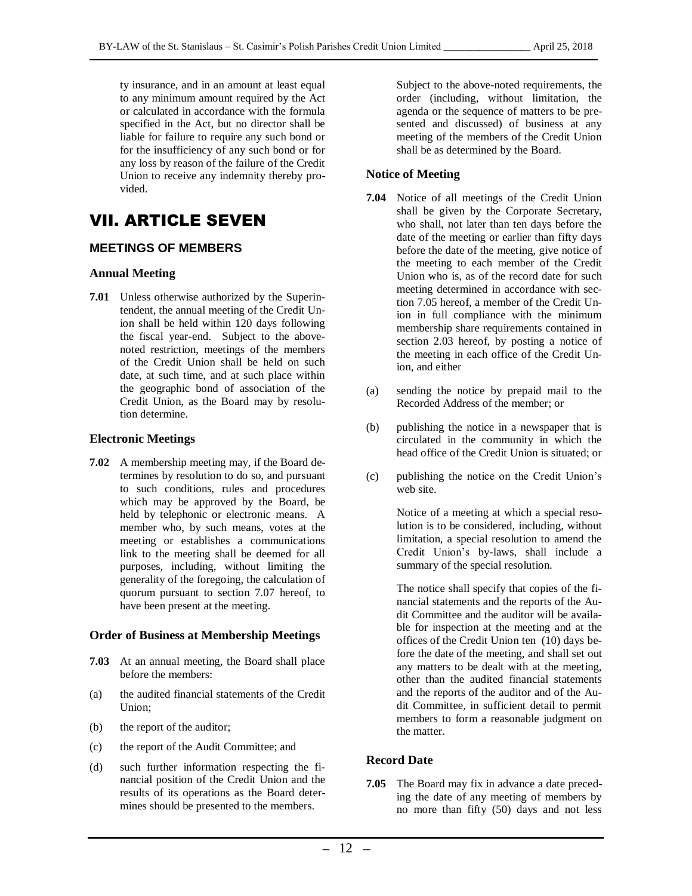ty insurance, and in an amount at least equal to any minimum amount required by the Act or calculated in accordance with the formula specified in the Act, but no director shall be liable for failure to require any such bond or for the insufficiency of any such bond or for any loss by reason of the failure of the Credit Union to receive any indemnity thereby provided.

# VII. ARTICLE SEVEN

## MEETINGS OF MEMBERS

### Annual Meeting

**7.01** Unless otherwise authorized by the Superintendent, the annual meeting of the Credit Union shall be held within 120 days following the fiscal year-end. Subject to the above-noted restriction, meetings of the members of the Credit Union shall be held on such date, at such time, and at such place within the geographic bond of association of the Credit Union, as the Board may by resolution determine.

### Electronic Meetings

**7.02** A membership meeting may, if the Board determines by resolution to do so, and pursuant to such conditions, rules and procedures which may be approved by the Board, be held by telephonic or electronic means. A member who, by such means, votes at the meeting or establishes a communications link to the meeting shall be deemed for all purposes, including, without limiting the generality of the foregoing, the calculation of quorum pursuant to section 7.07 hereof, to have been present at the meeting.

### Order of Business at Membership Meetings

**7.03** At an annual meeting, the Board shall place before the members:

(a) the audited financial statements of the Credit Union;

(b) the report of the auditor;

(c) the report of the Audit Committee; and

(d) such further information respecting the financial position of the Credit Union and the results of its operations as the Board determines should be presented to the members.

Subject to the above-noted requirements, the order (including, without limitation, the agenda or the sequence of matters to be presented and discussed) of business at any meeting of the members of the Credit Union shall be as determined by the Board.

### Notice of Meeting

**7.04** Notice of all meetings of the Credit Union shall be given by the Corporate Secretary, who shall, not later than ten days before the date of the meeting or earlier than fifty days before the date of the meeting, give notice of the meeting to each member of the Credit Union who is, as of the record date for such meeting determined in accordance with section 7.05 hereof, a member of the Credit Union in full compliance with the minimum membership share requirements contained in section 2.03 hereof, by posting a notice of the meeting in each office of the Credit Union, and either

(a) sending the notice by prepaid mail to the Recorded Address of the member; or

(b) publishing the notice in a newspaper that is circulated in the community in which the head office of the Credit Union is situated; or

(c) publishing the notice on the Credit Union's web site.

Notice of a meeting at which a special resolution is to be considered, including, without limitation, a special resolution to amend the Credit Union's by-laws, shall include a summary of the special resolution.

The notice shall specify that copies of the financial statements and the reports of the Audit Committee and the auditor will be available for inspection at the meeting and at the offices of the Credit Union ten (10) days before the date of the meeting, and shall set out any matters to be dealt with at the meeting, other than the audited financial statements and the reports of the auditor and of the Audit Committee, in sufficient detail to permit members to form a reasonable judgment on the matter.

### Record Date

**7.05** The Board may fix in advance a date preceding the date of any meeting of members by no more than fifty (50) days and not less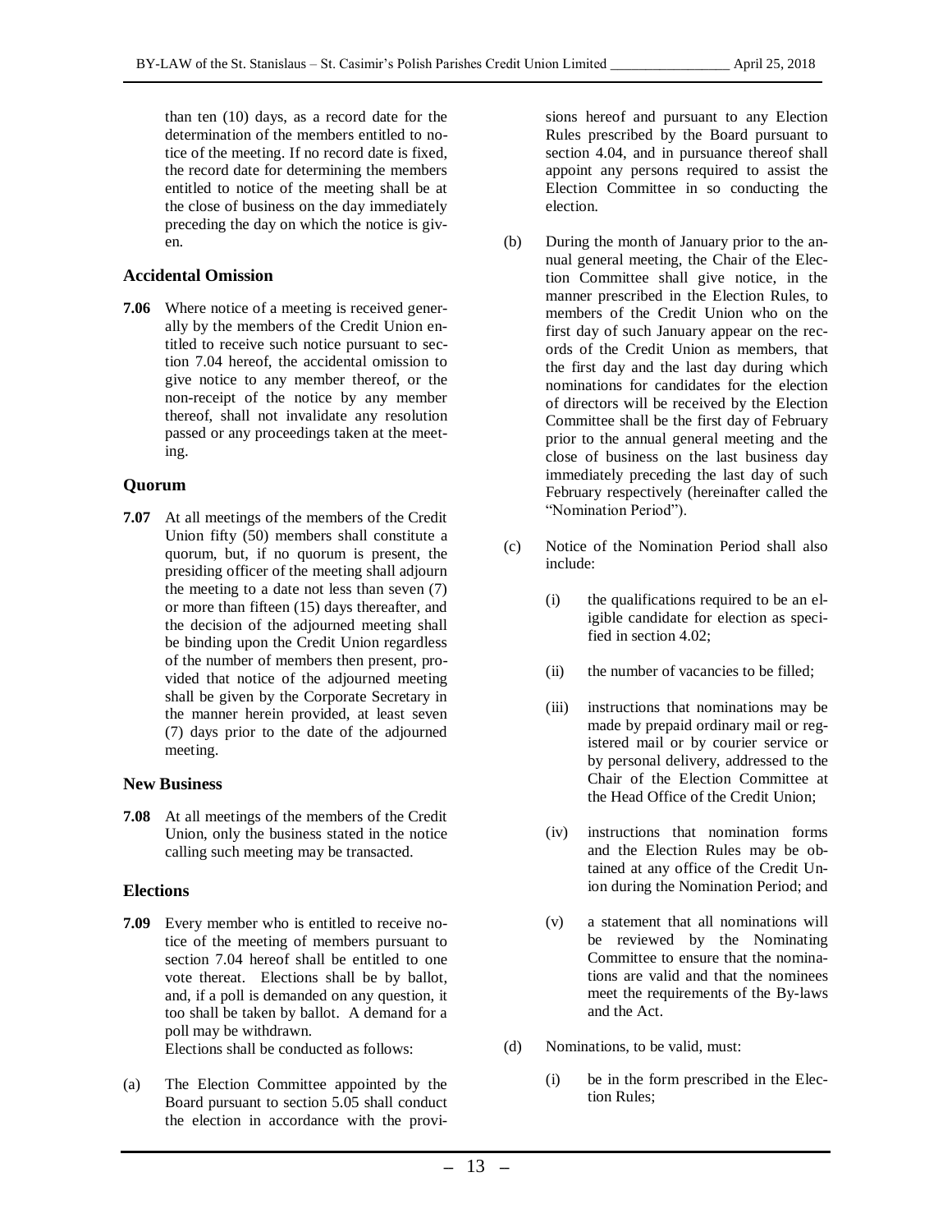than ten (10) days, as a record date for the determination of the members entitled to notice of the meeting. If no record date is fixed, the record date for determining the members entitled to notice of the meeting shall be at the close of business on the day immediately preceding the day on which the notice is given.

### Accidental Omission

**7.06** Where notice of a meeting is received generally by the members of the Credit Union entitled to receive such notice pursuant to section 7.04 hereof, the accidental omission to give notice to any member thereof, or the non-receipt of the notice by any member thereof, shall not invalidate any resolution passed or any proceedings taken at the meeting.

### Quorum

**7.07** At all meetings of the members of the Credit Union fifty (50) members shall constitute a quorum, but, if no quorum is present, the presiding officer of the meeting shall adjourn the meeting to a date not less than seven (7) or more than fifteen (15) days thereafter, and the decision of the adjourned meeting shall be binding upon the Credit Union regardless of the number of members then present, provided that notice of the adjourned meeting shall be given by the Corporate Secretary in the manner herein provided, at least seven (7) days prior to the date of the adjourned meeting.

### New Business

**7.08** At all meetings of the members of the Credit Union, only the business stated in the notice calling such meeting may be transacted.

### Elections

**7.09** Every member who is entitled to receive notice of the meeting of members pursuant to section 7.04 hereof shall be entitled to one vote thereat. Elections shall be by ballot, and, if a poll is demanded on any question, it too shall be taken by ballot. A demand for a poll may be withdrawn.
Elections shall be conducted as follows:

(a) The Election Committee appointed by the Board pursuant to section 5.05 shall conduct the election in accordance with the provisions hereof and pursuant to any Election Rules prescribed by the Board pursuant to section 4.04, and in pursuance thereof shall appoint any persons required to assist the Election Committee in so conducting the election.

(b) During the month of January prior to the annual general meeting, the Chair of the Election Committee shall give notice, in the manner prescribed in the Election Rules, to members of the Credit Union who on the first day of such January appear on the records of the Credit Union as members, that the first day and the last day during which nominations for candidates for the election of directors will be received by the Election Committee shall be the first day of February prior to the annual general meeting and the close of business on the last business day immediately preceding the last day of such February respectively (hereinafter called the "Nomination Period").

(c) Notice of the Nomination Period shall also include:

(i) the qualifications required to be an eligible candidate for election as specified in section 4.02;

(ii) the number of vacancies to be filled;

(iii) instructions that nominations may be made by prepaid ordinary mail or registered mail or by courier service or by personal delivery, addressed to the Chair of the Election Committee at the Head Office of the Credit Union;

(iv) instructions that nomination forms and the Election Rules may be obtained at any office of the Credit Union during the Nomination Period; and

(v) a statement that all nominations will be reviewed by the Nominating Committee to ensure that the nominations are valid and that the nominees meet the requirements of the By-laws and the Act.

(d) Nominations, to be valid, must:

(i) be in the form prescribed in the Election Rules;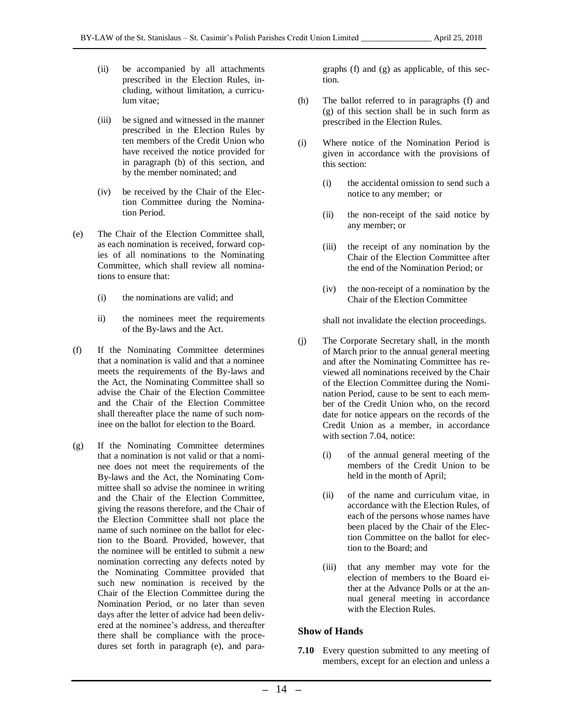(ii) be accompanied by all attachments prescribed in the Election Rules, including, without limitation, a curriculum vitae;

(iii) be signed and witnessed in the manner prescribed in the Election Rules by ten members of the Credit Union who have received the notice provided for in paragraph (b) of this section, and by the member nominated; and

(iv) be received by the Chair of the Election Committee during the Nomination Period.

(e) The Chair of the Election Committee shall, as each nomination is received, forward copies of all nominations to the Nominating Committee, which shall review all nominations to ensure that:

(i) the nominations are valid; and

ii) the nominees meet the requirements of the By-laws and the Act.

(f) If the Nominating Committee determines that a nomination is valid and that a nominee meets the requirements of the By-laws and the Act, the Nominating Committee shall so advise the Chair of the Election Committee and the Chair of the Election Committee shall thereafter place the name of such nominee on the ballot for election to the Board.

(g) If the Nominating Committee determines that a nomination is not valid or that a nominee does not meet the requirements of the By-laws and the Act, the Nominating Committee shall so advise the nominee in writing and the Chair of the Election Committee, giving the reasons therefore, and the Chair of the Election Committee shall not place the name of such nominee on the ballot for election to the Board. Provided, however, that the nominee will be entitled to submit a new nomination correcting any defects noted by the Nominating Committee provided that such new nomination is received by the Chair of the Election Committee during the Nomination Period, or no later than seven days after the letter of advice had been delivered at the nominee's address, and thereafter there shall be compliance with the procedures set forth in paragraph (e), and paragraphs (f) and (g) as applicable, of this section.

(h) The ballot referred to in paragraphs (f) and (g) of this section shall be in such form as prescribed in the Election Rules.

(i) Where notice of the Nomination Period is given in accordance with the provisions of this section:

(i) the accidental omission to send such a notice to any member; or

(ii) the non-receipt of the said notice by any member; or

(iii) the receipt of any nomination by the Chair of the Election Committee after the end of the Nomination Period; or

(iv) the non-receipt of a nomination by the Chair of the Election Committee

shall not invalidate the election proceedings.

(j) The Corporate Secretary shall, in the month of March prior to the annual general meeting and after the Nominating Committee has reviewed all nominations received by the Chair of the Election Committee during the Nomination Period, cause to be sent to each member of the Credit Union who, on the record date for notice appears on the records of the Credit Union as a member, in accordance with section 7.04, notice:

(i) of the annual general meeting of the members of the Credit Union to be held in the month of April;

(ii) of the name and curriculum vitae, in accordance with the Election Rules, of each of the persons whose names have been placed by the Chair of the Election Committee on the ballot for election to the Board; and

(iii) that any member may vote for the election of members to the Board either at the Advance Polls or at the annual general meeting in accordance with the Election Rules.

### Show of Hands

**7.10** Every question submitted to any meeting of members, except for an election and unless a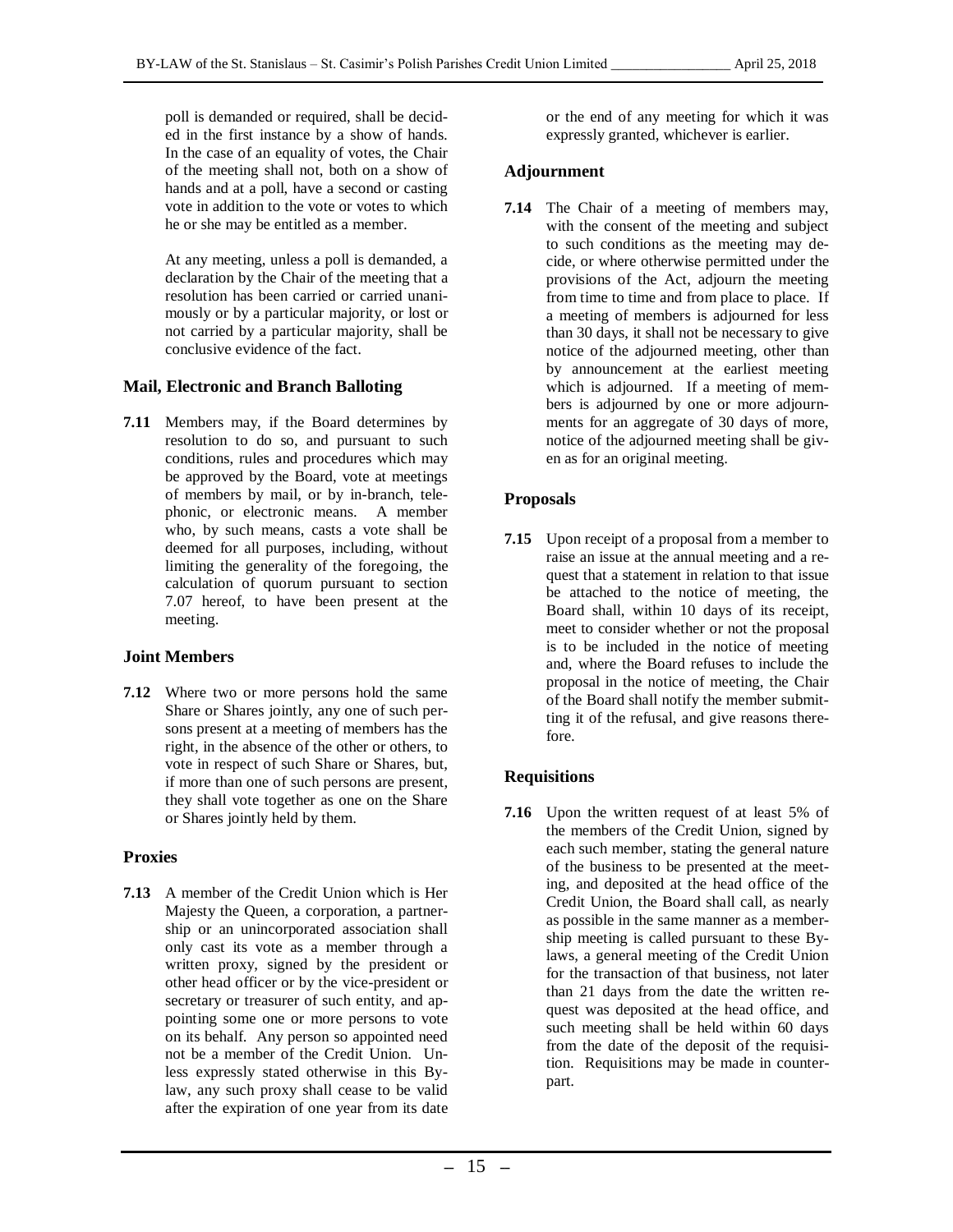poll is demanded or required, shall be decided in the first instance by a show of hands. In the case of an equality of votes, the Chair of the meeting shall not, both on a show of hands and at a poll, have a second or casting vote in addition to the vote or votes to which he or she may be entitled as a member.

At any meeting, unless a poll is demanded, a declaration by the Chair of the meeting that a resolution has been carried or carried unanimously or by a particular majority, or lost or not carried by a particular majority, shall be conclusive evidence of the fact.

## Mail, Electronic and Branch Balloting

**7.11** Members may, if the Board determines by resolution to do so, and pursuant to such conditions, rules and procedures which may be approved by the Board, vote at meetings of members by mail, or by in-branch, telephonic, or electronic means. A member who, by such means, casts a vote shall be deemed for all purposes, including, without limiting the generality of the foregoing, the calculation of quorum pursuant to section 7.07 hereof, to have been present at the meeting.

## Joint Members

**7.12** Where two or more persons hold the same Share or Shares jointly, any one of such persons present at a meeting of members has the right, in the absence of the other or others, to vote in respect of such Share or Shares, but, if more than one of such persons are present, they shall vote together as one on the Share or Shares jointly held by them.

## Proxies

**7.13** A member of the Credit Union which is Her Majesty the Queen, a corporation, a partnership or an unincorporated association shall only cast its vote as a member through a written proxy, signed by the president or other head officer or by the vice-president or secretary or treasurer of such entity, and appointing some one or more persons to vote on its behalf. Any person so appointed need not be a member of the Credit Union. Unless expressly stated otherwise in this By-law, any such proxy shall cease to be valid after the expiration of one year from its date or the end of any meeting for which it was expressly granted, whichever is earlier.

## Adjournment

**7.14** The Chair of a meeting of members may, with the consent of the meeting and subject to such conditions as the meeting may decide, or where otherwise permitted under the provisions of the Act, adjourn the meeting from time to time and from place to place. If a meeting of members is adjourned for less than 30 days, it shall not be necessary to give notice of the adjourned meeting, other than by announcement at the earliest meeting which is adjourned. If a meeting of members is adjourned by one or more adjournments for an aggregate of 30 days of more, notice of the adjourned meeting shall be given as for an original meeting.

## Proposals

**7.15** Upon receipt of a proposal from a member to raise an issue at the annual meeting and a request that a statement in relation to that issue be attached to the notice of meeting, the Board shall, within 10 days of its receipt, meet to consider whether or not the proposal is to be included in the notice of meeting and, where the Board refuses to include the proposal in the notice of meeting, the Chair of the Board shall notify the member submitting it of the refusal, and give reasons therefore.

## Requisitions

**7.16** Upon the written request of at least 5% of the members of the Credit Union, signed by each such member, stating the general nature of the business to be presented at the meeting, and deposited at the head office of the Credit Union, the Board shall call, as nearly as possible in the same manner as a membership meeting is called pursuant to these By-laws, a general meeting of the Credit Union for the transaction of that business, not later than 21 days from the date the written request was deposited at the head office, and such meeting shall be held within 60 days from the date of the deposit of the requisition. Requisitions may be made in counterpart.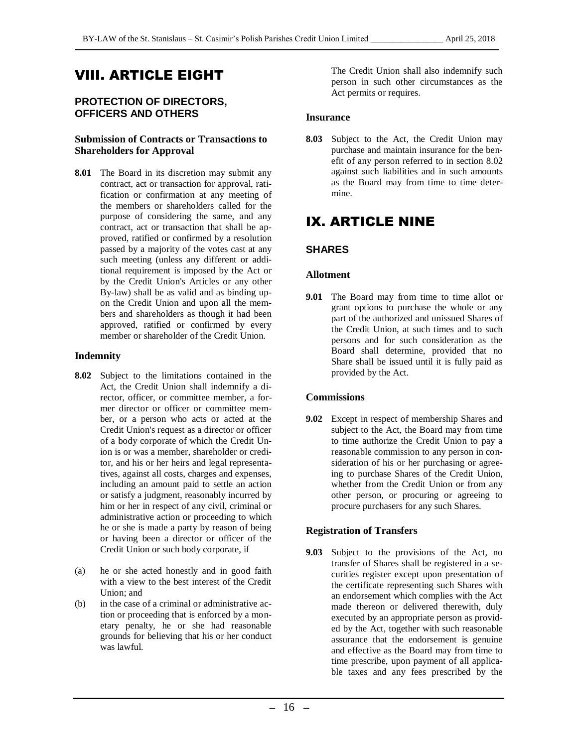# VIII. ARTICLE EIGHT

## PROTECTION OF DIRECTORS, OFFICERS AND OTHERS

### Submission of Contracts or Transactions to Shareholders for Approval

**8.01** The Board in its discretion may submit any contract, act or transaction for approval, ratification or confirmation at any meeting of the members or shareholders called for the purpose of considering the same, and any contract, act or transaction that shall be approved, ratified or confirmed by a resolution passed by a majority of the votes cast at any such meeting (unless any different or additional requirement is imposed by the Act or by the Credit Union's Articles or any other By-law) shall be as valid and as binding upon the Credit Union and upon all the members and shareholders as though it had been approved, ratified or confirmed by every member or shareholder of the Credit Union.

### Indemnity

**8.02** Subject to the limitations contained in the Act, the Credit Union shall indemnify a director, officer, or committee member, a former director or officer or committee member, or a person who acts or acted at the Credit Union's request as a director or officer of a body corporate of which the Credit Union is or was a member, shareholder or creditor, and his or her heirs and legal representatives, against all costs, charges and expenses, including an amount paid to settle an action or satisfy a judgment, reasonably incurred by him or her in respect of any civil, criminal or administrative action or proceeding to which he or she is made a party by reason of being or having been a director or officer of the Credit Union or such body corporate, if

(a) he or she acted honestly and in good faith with a view to the best interest of the Credit Union; and

(b) in the case of a criminal or administrative action or proceeding that is enforced by a monetary penalty, he or she had reasonable grounds for believing that his or her conduct was lawful.

The Credit Union shall also indemnify such person in such other circumstances as the Act permits or requires.

### Insurance

**8.03** Subject to the Act, the Credit Union may purchase and maintain insurance for the benefit of any person referred to in section 8.02 against such liabilities and in such amounts as the Board may from time to time determine.

# IX. ARTICLE NINE

## SHARES

### Allotment

**9.01** The Board may from time to time allot or grant options to purchase the whole or any part of the authorized and unissued Shares of the Credit Union, at such times and to such persons and for such consideration as the Board shall determine, provided that no Share shall be issued until it is fully paid as provided by the Act.

### Commissions

**9.02** Except in respect of membership Shares and subject to the Act, the Board may from time to time authorize the Credit Union to pay a reasonable commission to any person in consideration of his or her purchasing or agreeing to purchase Shares of the Credit Union, whether from the Credit Union or from any other person, or procuring or agreeing to procure purchasers for any such Shares.

### Registration of Transfers

**9.03** Subject to the provisions of the Act, no transfer of Shares shall be registered in a securities register except upon presentation of the certificate representing such Shares with an endorsement which complies with the Act made thereon or delivered therewith, duly executed by an appropriate person as provided by the Act, together with such reasonable assurance that the endorsement is genuine and effective as the Board may from time to time prescribe, upon payment of all applicable taxes and any fees prescribed by the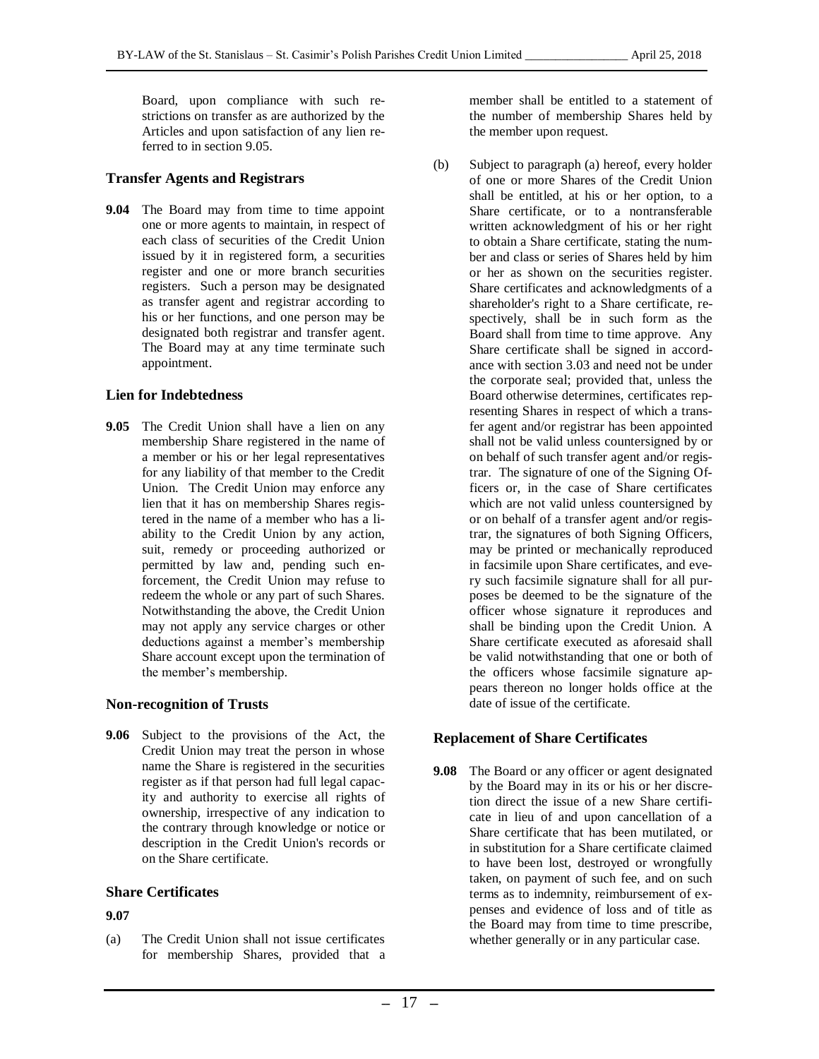Board, upon compliance with such restrictions on transfer as are authorized by the Articles and upon satisfaction of any lien referred to in section 9.05.

### Transfer Agents and Registrars

**9.04** The Board may from time to time appoint one or more agents to maintain, in respect of each class of securities of the Credit Union issued by it in registered form, a securities register and one or more branch securities registers. Such a person may be designated as transfer agent and registrar according to his or her functions, and one person may be designated both registrar and transfer agent. The Board may at any time terminate such appointment.

### Lien for Indebtedness

**9.05** The Credit Union shall have a lien on any membership Share registered in the name of a member or his or her legal representatives for any liability of that member to the Credit Union. The Credit Union may enforce any lien that it has on membership Shares registered in the name of a member who has a liability to the Credit Union by any action, suit, remedy or proceeding authorized or permitted by law and, pending such enforcement, the Credit Union may refuse to redeem the whole or any part of such Shares. Notwithstanding the above, the Credit Union may not apply any service charges or other deductions against a member's membership Share account except upon the termination of the member's membership.

### Non-recognition of Trusts

**9.06** Subject to the provisions of the Act, the Credit Union may treat the person in whose name the Share is registered in the securities register as if that person had full legal capacity and authority to exercise all rights of ownership, irrespective of any indication to the contrary through knowledge or notice or description in the Credit Union's records or on the Share certificate.

### Share Certificates

**9.07**

(a) The Credit Union shall not issue certificates for membership Shares, provided that a member shall be entitled to a statement of the number of membership Shares held by the member upon request.

(b) Subject to paragraph (a) hereof, every holder of one or more Shares of the Credit Union shall be entitled, at his or her option, to a Share certificate, or to a nontransferable written acknowledgment of his or her right to obtain a Share certificate, stating the number and class or series of Shares held by him or her as shown on the securities register. Share certificates and acknowledgments of a shareholder's right to a Share certificate, respectively, shall be in such form as the Board shall from time to time approve. Any Share certificate shall be signed in accordance with section 3.03 and need not be under the corporate seal; provided that, unless the Board otherwise determines, certificates representing Shares in respect of which a transfer agent and/or registrar has been appointed shall not be valid unless countersigned by or on behalf of such transfer agent and/or registrar. The signature of one of the Signing Officers or, in the case of Share certificates which are not valid unless countersigned by or on behalf of a transfer agent and/or registrar, the signatures of both Signing Officers, may be printed or mechanically reproduced in facsimile upon Share certificates, and every such facsimile signature shall for all purposes be deemed to be the signature of the officer whose signature it reproduces and shall be binding upon the Credit Union. A Share certificate executed as aforesaid shall be valid notwithstanding that one or both of the officers whose facsimile signature appears thereon no longer holds office at the date of issue of the certificate.

### Replacement of Share Certificates

**9.08** The Board or any officer or agent designated by the Board may in its or his or her discretion direct the issue of a new Share certificate in lieu of and upon cancellation of a Share certificate that has been mutilated, or in substitution for a Share certificate claimed to have been lost, destroyed or wrongfully taken, on payment of such fee, and on such terms as to indemnity, reimbursement of expenses and evidence of loss and of title as the Board may from time to time prescribe, whether generally or in any particular case.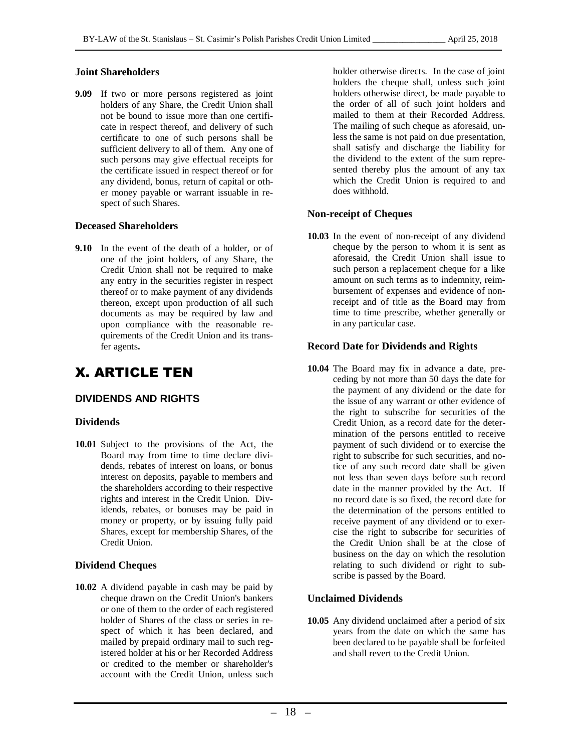### Joint Shareholders

**9.09** If two or more persons registered as joint holders of any Share, the Credit Union shall not be bound to issue more than one certificate in respect thereof, and delivery of such certificate to one of such persons shall be sufficient delivery to all of them. Any one of such persons may give effectual receipts for the certificate issued in respect thereof or for any dividend, bonus, return of capital or other money payable or warrant issuable in respect of such Shares.

### Deceased Shareholders

**9.10** In the event of the death of a holder, or of one of the joint holders, of any Share, the Credit Union shall not be required to make any entry in the securities register in respect thereof or to make payment of any dividends thereon, except upon production of all such documents as may be required by law and upon compliance with the reasonable requirements of the Credit Union and its transfer agents**.**

# X. ARTICLE TEN

## DIVIDENDS AND RIGHTS

### Dividends

**10.01** Subject to the provisions of the Act, the Board may from time to time declare dividends, rebates of interest on loans, or bonus interest on deposits, payable to members and the shareholders according to their respective rights and interest in the Credit Union. Dividends, rebates, or bonuses may be paid in money or property, or by issuing fully paid Shares, except for membership Shares, of the Credit Union.

### Dividend Cheques

**10.02** A dividend payable in cash may be paid by cheque drawn on the Credit Union's bankers or one of them to the order of each registered holder of Shares of the class or series in respect of which it has been declared, and mailed by prepaid ordinary mail to such registered holder at his or her Recorded Address or credited to the member or shareholder's account with the Credit Union, unless such holder otherwise directs. In the case of joint holders the cheque shall, unless such joint holders otherwise direct, be made payable to the order of all of such joint holders and mailed to them at their Recorded Address. The mailing of such cheque as aforesaid, unless the same is not paid on due presentation, shall satisfy and discharge the liability for the dividend to the extent of the sum represented thereby plus the amount of any tax which the Credit Union is required to and does withhold.

### Non-receipt of Cheques

**10.03** In the event of non-receipt of any dividend cheque by the person to whom it is sent as aforesaid, the Credit Union shall issue to such person a replacement cheque for a like amount on such terms as to indemnity, reimbursement of expenses and evidence of non-receipt and of title as the Board may from time to time prescribe, whether generally or in any particular case.

### Record Date for Dividends and Rights

**10.04** The Board may fix in advance a date, preceding by not more than 50 days the date for the payment of any dividend or the date for the issue of any warrant or other evidence of the right to subscribe for securities of the Credit Union, as a record date for the determination of the persons entitled to receive payment of such dividend or to exercise the right to subscribe for such securities, and notice of any such record date shall be given not less than seven days before such record date in the manner provided by the Act. If no record date is so fixed, the record date for the determination of the persons entitled to receive payment of any dividend or to exercise the right to subscribe for securities of the Credit Union shall be at the close of business on the day on which the resolution relating to such dividend or right to subscribe is passed by the Board.

### Unclaimed Dividends

**10.05** Any dividend unclaimed after a period of six years from the date on which the same has been declared to be payable shall be forfeited and shall revert to the Credit Union.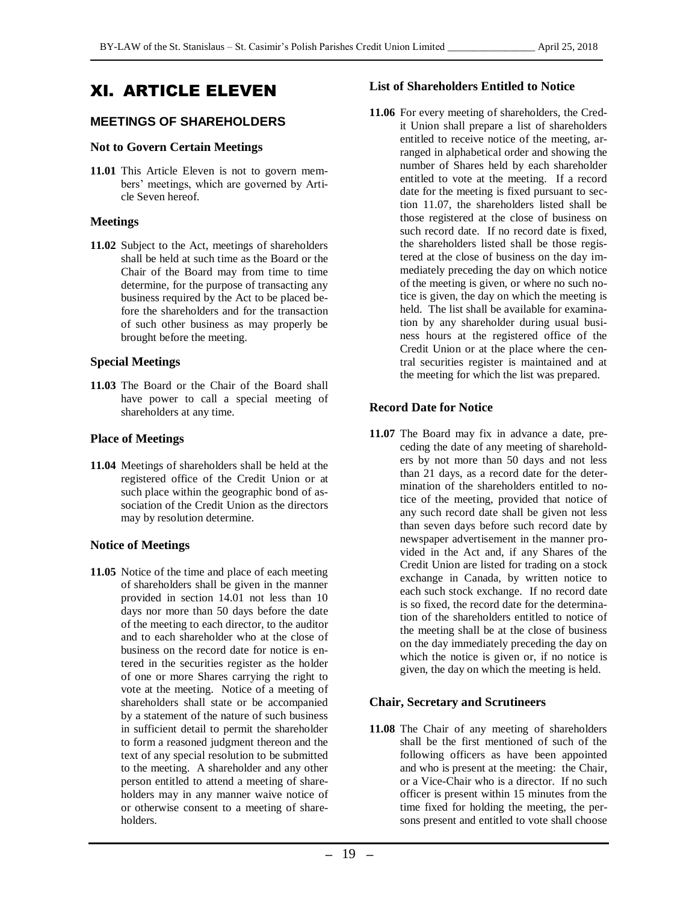# XI. ARTICLE ELEVEN

## MEETINGS OF SHAREHOLDERS

### Not to Govern Certain Meetings

**11.01** This Article Eleven is not to govern members' meetings, which are governed by Article Seven hereof.

### Meetings

**11.02** Subject to the Act, meetings of shareholders shall be held at such time as the Board or the Chair of the Board may from time to time determine, for the purpose of transacting any business required by the Act to be placed before the shareholders and for the transaction of such other business as may properly be brought before the meeting.

### Special Meetings

**11.03** The Board or the Chair of the Board shall have power to call a special meeting of shareholders at any time.

### Place of Meetings

**11.04** Meetings of shareholders shall be held at the registered office of the Credit Union or at such place within the geographic bond of association of the Credit Union as the directors may by resolution determine.

### Notice of Meetings

**11.05** Notice of the time and place of each meeting of shareholders shall be given in the manner provided in section 14.01 not less than 10 days nor more than 50 days before the date of the meeting to each director, to the auditor and to each shareholder who at the close of business on the record date for notice is entered in the securities register as the holder of one or more Shares carrying the right to vote at the meeting. Notice of a meeting of shareholders shall state or be accompanied by a statement of the nature of such business in sufficient detail to permit the shareholder to form a reasoned judgment thereon and the text of any special resolution to be submitted to the meeting. A shareholder and any other person entitled to attend a meeting of shareholders may in any manner waive notice of or otherwise consent to a meeting of shareholders.

### List of Shareholders Entitled to Notice

**11.06** For every meeting of shareholders, the Credit Union shall prepare a list of shareholders entitled to receive notice of the meeting, arranged in alphabetical order and showing the number of Shares held by each shareholder entitled to vote at the meeting. If a record date for the meeting is fixed pursuant to section 11.07, the shareholders listed shall be those registered at the close of business on such record date. If no record date is fixed, the shareholders listed shall be those registered at the close of business on the day immediately preceding the day on which notice of the meeting is given, or where no such notice is given, the day on which the meeting is held. The list shall be available for examination by any shareholder during usual business hours at the registered office of the Credit Union or at the place where the central securities register is maintained and at the meeting for which the list was prepared.

### Record Date for Notice

**11.07** The Board may fix in advance a date, preceding the date of any meeting of shareholders by not more than 50 days and not less than 21 days, as a record date for the determination of the shareholders entitled to notice of the meeting, provided that notice of any such record date shall be given not less than seven days before such record date by newspaper advertisement in the manner provided in the Act and, if any Shares of the Credit Union are listed for trading on a stock exchange in Canada, by written notice to each such stock exchange. If no record date is so fixed, the record date for the determination of the shareholders entitled to notice of the meeting shall be at the close of business on the day immediately preceding the day on which the notice is given or, if no notice is given, the day on which the meeting is held.

### Chair, Secretary and Scrutineers

**11.08** The Chair of any meeting of shareholders shall be the first mentioned of such of the following officers as have been appointed and who is present at the meeting: the Chair, or a Vice-Chair who is a director. If no such officer is present within 15 minutes from the time fixed for holding the meeting, the persons present and entitled to vote shall choose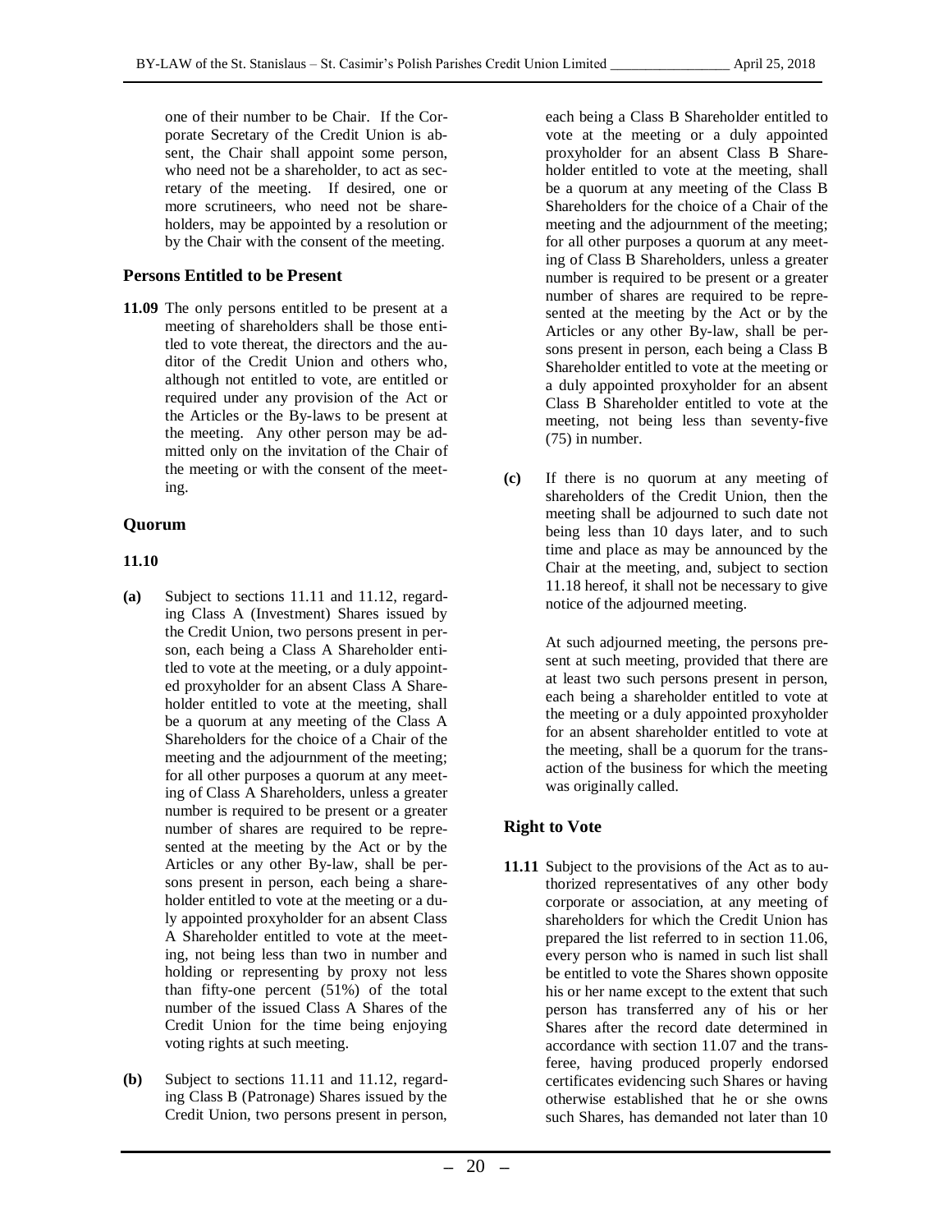one of their number to be Chair. If the Corporate Secretary of the Credit Union is absent, the Chair shall appoint some person, who need not be a shareholder, to act as secretary of the meeting. If desired, one or more scrutineers, who need not be shareholders, may be appointed by a resolution or by the Chair with the consent of the meeting.

### Persons Entitled to be Present

**11.09** The only persons entitled to be present at a meeting of shareholders shall be those entitled to vote thereat, the directors and the auditor of the Credit Union and others who, although not entitled to vote, are entitled or required under any provision of the Act or the Articles or the By-laws to be present at the meeting. Any other person may be admitted only on the invitation of the Chair of the meeting or with the consent of the meeting.

### Quorum

**11.10**

**(a)** Subject to sections 11.11 and 11.12, regarding Class A (Investment) Shares issued by the Credit Union, two persons present in person, each being a Class A Shareholder entitled to vote at the meeting, or a duly appointed proxyholder for an absent Class A Shareholder entitled to vote at the meeting, shall be a quorum at any meeting of the Class A Shareholders for the choice of a Chair of the meeting and the adjournment of the meeting; for all other purposes a quorum at any meeting of Class A Shareholders, unless a greater number is required to be present or a greater number of shares are required to be represented at the meeting by the Act or by the Articles or any other By-law, shall be persons present in person, each being a shareholder entitled to vote at the meeting or a duly appointed proxyholder for an absent Class A Shareholder entitled to vote at the meeting, not being less than two in number and holding or representing by proxy not less than fifty-one percent (51%) of the total number of the issued Class A Shares of the Credit Union for the time being enjoying voting rights at such meeting.

**(b)** Subject to sections 11.11 and 11.12, regarding Class B (Patronage) Shares issued by the Credit Union, two persons present in person, each being a Class B Shareholder entitled to vote at the meeting or a duly appointed proxyholder for an absent Class B Shareholder entitled to vote at the meeting, shall be a quorum at any meeting of the Class B Shareholders for the choice of a Chair of the meeting and the adjournment of the meeting; for all other purposes a quorum at any meeting of Class B Shareholders, unless a greater number is required to be present or a greater number of shares are required to be represented at the meeting by the Act or by the Articles or any other By-law, shall be persons present in person, each being a Class B Shareholder entitled to vote at the meeting or a duly appointed proxyholder for an absent Class B Shareholder entitled to vote at the meeting, not being less than seventy-five (75) in number.

**(c)** If there is no quorum at any meeting of shareholders of the Credit Union, then the meeting shall be adjourned to such date not being less than 10 days later, and to such time and place as may be announced by the Chair at the meeting, and, subject to section 11.18 hereof, it shall not be necessary to give notice of the adjourned meeting.

At such adjourned meeting, the persons present at such meeting, provided that there are at least two such persons present in person, each being a shareholder entitled to vote at the meeting or a duly appointed proxyholder for an absent shareholder entitled to vote at the meeting, shall be a quorum for the transaction of the business for which the meeting was originally called.

### Right to Vote

**11.11** Subject to the provisions of the Act as to authorized representatives of any other body corporate or association, at any meeting of shareholders for which the Credit Union has prepared the list referred to in section 11.06, every person who is named in such list shall be entitled to vote the Shares shown opposite his or her name except to the extent that such person has transferred any of his or her Shares after the record date determined in accordance with section 11.07 and the transferee, having produced properly endorsed certificates evidencing such Shares or having otherwise established that he or she owns such Shares, has demanded not later than 10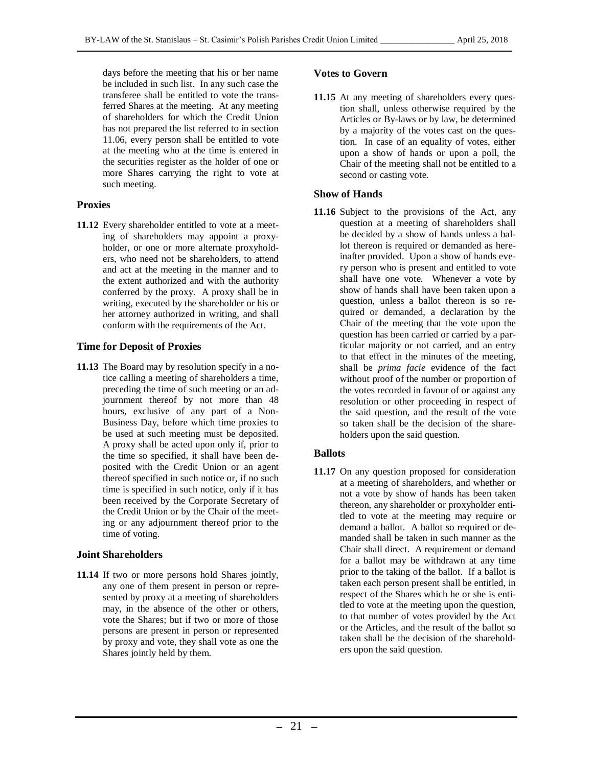days before the meeting that his or her name be included in such list. In any such case the transferee shall be entitled to vote the transferred Shares at the meeting. At any meeting of shareholders for which the Credit Union has not prepared the list referred to in section 11.06, every person shall be entitled to vote at the meeting who at the time is entered in the securities register as the holder of one or more Shares carrying the right to vote at such meeting.

### Proxies

**11.12** Every shareholder entitled to vote at a meeting of shareholders may appoint a proxyholder, or one or more alternate proxyholders, who need not be shareholders, to attend and act at the meeting in the manner and to the extent authorized and with the authority conferred by the proxy. A proxy shall be in writing, executed by the shareholder or his or her attorney authorized in writing, and shall conform with the requirements of the Act.

### Time for Deposit of Proxies

**11.13** The Board may by resolution specify in a notice calling a meeting of shareholders a time, preceding the time of such meeting or an adjournment thereof by not more than 48 hours, exclusive of any part of a Non-Business Day, before which time proxies to be used at such meeting must be deposited. A proxy shall be acted upon only if, prior to the time so specified, it shall have been deposited with the Credit Union or an agent thereof specified in such notice or, if no such time is specified in such notice, only if it has been received by the Corporate Secretary of the Credit Union or by the Chair of the meeting or any adjournment thereof prior to the time of voting.

### Joint Shareholders

**11.14** If two or more persons hold Shares jointly, any one of them present in person or represented by proxy at a meeting of shareholders may, in the absence of the other or others, vote the Shares; but if two or more of those persons are present in person or represented by proxy and vote, they shall vote as one the Shares jointly held by them.

### Votes to Govern

**11.15** At any meeting of shareholders every question shall, unless otherwise required by the Articles or By-laws or by law, be determined by a majority of the votes cast on the question. In case of an equality of votes, either upon a show of hands or upon a poll, the Chair of the meeting shall not be entitled to a second or casting vote.

### Show of Hands

**11.16** Subject to the provisions of the Act, any question at a meeting of shareholders shall be decided by a show of hands unless a ballot thereon is required or demanded as hereinafter provided. Upon a show of hands every person who is present and entitled to vote shall have one vote. Whenever a vote by show of hands shall have been taken upon a question, unless a ballot thereon is so required or demanded, a declaration by the Chair of the meeting that the vote upon the question has been carried or carried by a particular majority or not carried, and an entry to that effect in the minutes of the meeting, shall be *prima facie* evidence of the fact without proof of the number or proportion of the votes recorded in favour of or against any resolution or other proceeding in respect of the said question, and the result of the vote so taken shall be the decision of the shareholders upon the said question.

### Ballots

**11.17** On any question proposed for consideration at a meeting of shareholders, and whether or not a vote by show of hands has been taken thereon, any shareholder or proxyholder entitled to vote at the meeting may require or demand a ballot. A ballot so required or demanded shall be taken in such manner as the Chair shall direct. A requirement or demand for a ballot may be withdrawn at any time prior to the taking of the ballot. If a ballot is taken each person present shall be entitled, in respect of the Shares which he or she is entitled to vote at the meeting upon the question, to that number of votes provided by the Act or the Articles, and the result of the ballot so taken shall be the decision of the shareholders upon the said question.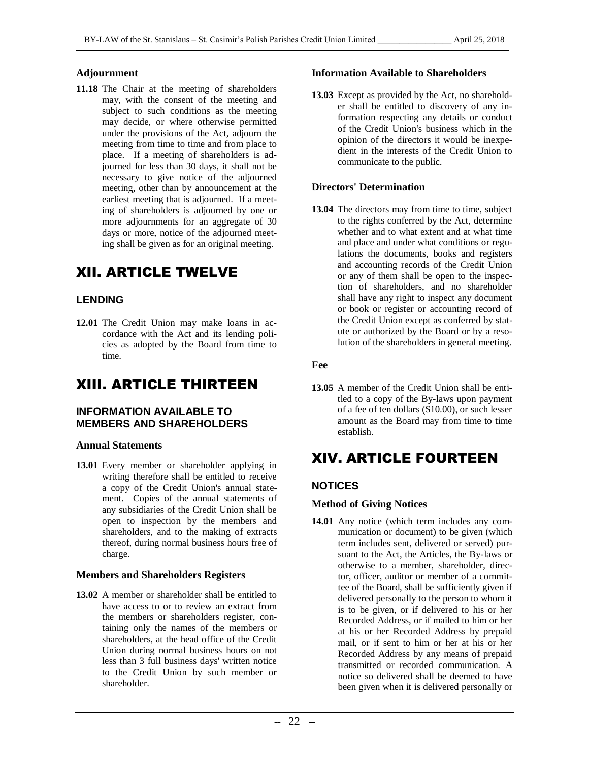### Adjournment

**11.18** The Chair at the meeting of shareholders may, with the consent of the meeting and subject to such conditions as the meeting may decide, or where otherwise permitted under the provisions of the Act, adjourn the meeting from time to time and from place to place. If a meeting of shareholders is adjourned for less than 30 days, it shall not be necessary to give notice of the adjourned meeting, other than by announcement at the earliest meeting that is adjourned. If a meeting of shareholders is adjourned by one or more adjournments for an aggregate of 30 days or more, notice of the adjourned meeting shall be given as for an original meeting.

# XII. ARTICLE TWELVE

## LENDING

**12.01** The Credit Union may make loans in accordance with the Act and its lending policies as adopted by the Board from time to time.

# XIII. ARTICLE THIRTEEN

## INFORMATION AVAILABLE TO MEMBERS AND SHAREHOLDERS

### Annual Statements

**13.01** Every member or shareholder applying in writing therefore shall be entitled to receive a copy of the Credit Union's annual statement. Copies of the annual statements of any subsidiaries of the Credit Union shall be open to inspection by the members and shareholders, and to the making of extracts thereof, during normal business hours free of charge.

### Members and Shareholders Registers

**13.02** A member or shareholder shall be entitled to have access to or to review an extract from the members or shareholders register, containing only the names of the members or shareholders, at the head office of the Credit Union during normal business hours on not less than 3 full business days' written notice to the Credit Union by such member or shareholder.

### Information Available to Shareholders

**13.03** Except as provided by the Act, no shareholder shall be entitled to discovery of any information respecting any details or conduct of the Credit Union's business which in the opinion of the directors it would be inexpedient in the interests of the Credit Union to communicate to the public.

### Directors' Determination

**13.04** The directors may from time to time, subject to the rights conferred by the Act, determine whether and to what extent and at what time and place and under what conditions or regulations the documents, books and registers and accounting records of the Credit Union or any of them shall be open to the inspection of shareholders, and no shareholder shall have any right to inspect any document or book or register or accounting record of the Credit Union except as conferred by statute or authorized by the Board or by a resolution of the shareholders in general meeting.

### Fee

**13.05** A member of the Credit Union shall be entitled to a copy of the By-laws upon payment of a fee of ten dollars ($10.00), or such lesser amount as the Board may from time to time establish.

# XIV. ARTICLE FOURTEEN

## NOTICES

### Method of Giving Notices

**14.01** Any notice (which term includes any communication or document) to be given (which term includes sent, delivered or served) pursuant to the Act, the Articles, the By-laws or otherwise to a member, shareholder, director, officer, auditor or member of a committee of the Board, shall be sufficiently given if delivered personally to the person to whom it is to be given, or if delivered to his or her Recorded Address, or if mailed to him or her at his or her Recorded Address by prepaid mail, or if sent to him or her at his or her Recorded Address by any means of prepaid transmitted or recorded communication. A notice so delivered shall be deemed to have been given when it is delivered personally or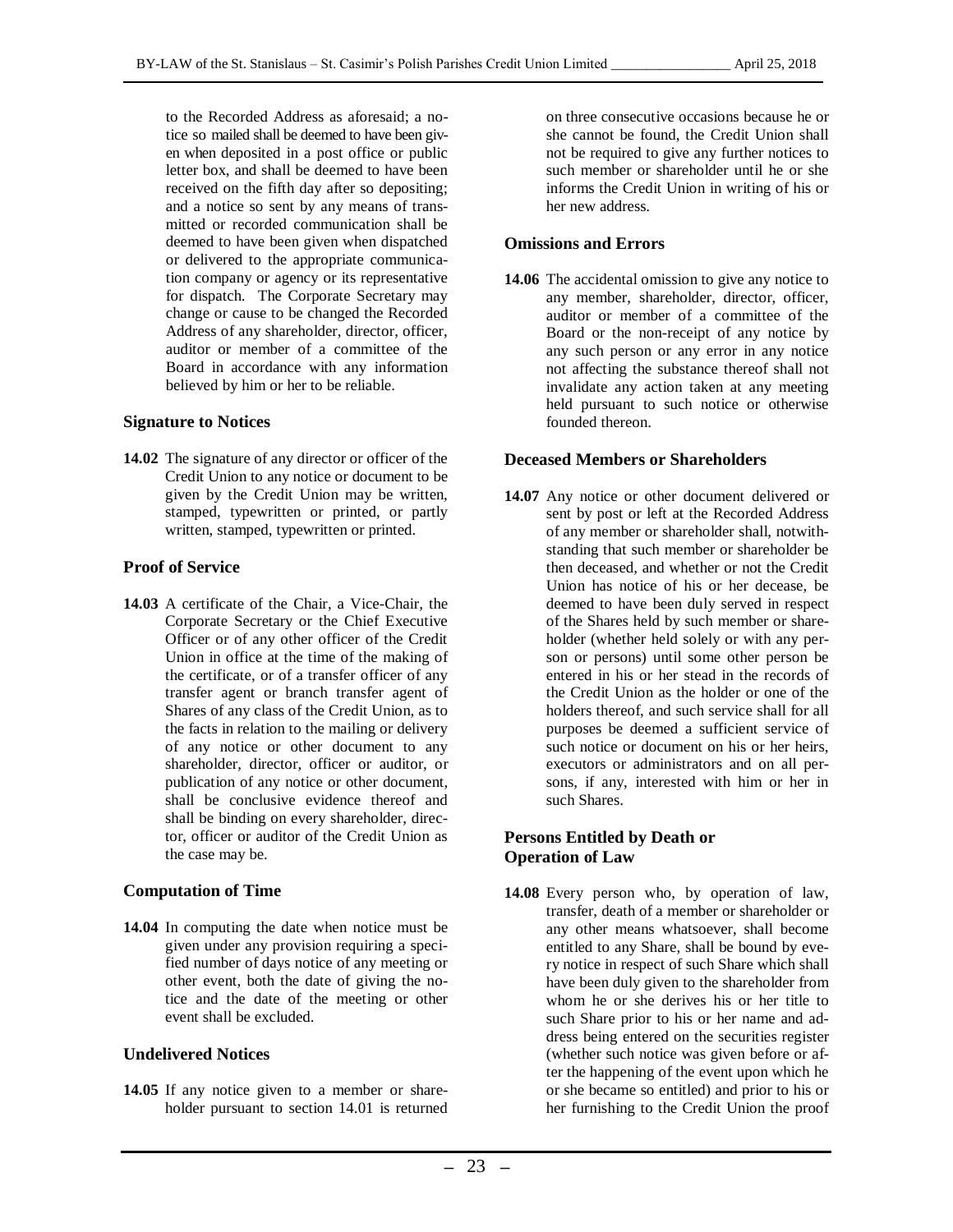to the Recorded Address as aforesaid; a notice so mailed shall be deemed to have been given when deposited in a post office or public letter box, and shall be deemed to have been received on the fifth day after so depositing; and a notice so sent by any means of transmitted or recorded communication shall be deemed to have been given when dispatched or delivered to the appropriate communication company or agency or its representative for dispatch. The Corporate Secretary may change or cause to be changed the Recorded Address of any shareholder, director, officer, auditor or member of a committee of the Board in accordance with any information believed by him or her to be reliable.

### Signature to Notices

**14.02** The signature of any director or officer of the Credit Union to any notice or document to be given by the Credit Union may be written, stamped, typewritten or printed, or partly written, stamped, typewritten or printed.

### Proof of Service

**14.03** A certificate of the Chair, a Vice-Chair, the Corporate Secretary or the Chief Executive Officer or of any other officer of the Credit Union in office at the time of the making of the certificate, or of a transfer officer of any transfer agent or branch transfer agent of Shares of any class of the Credit Union, as to the facts in relation to the mailing or delivery of any notice or other document to any shareholder, director, officer or auditor, or publication of any notice or other document, shall be conclusive evidence thereof and shall be binding on every shareholder, director, officer or auditor of the Credit Union as the case may be.

### Computation of Time

**14.04** In computing the date when notice must be given under any provision requiring a specified number of days notice of any meeting or other event, both the date of giving the notice and the date of the meeting or other event shall be excluded.

### Undelivered Notices

**14.05** If any notice given to a member or shareholder pursuant to section 14.01 is returned on three consecutive occasions because he or she cannot be found, the Credit Union shall not be required to give any further notices to such member or shareholder until he or she informs the Credit Union in writing of his or her new address.

### Omissions and Errors

**14.06** The accidental omission to give any notice to any member, shareholder, director, officer, auditor or member of a committee of the Board or the non-receipt of any notice by any such person or any error in any notice not affecting the substance thereof shall not invalidate any action taken at any meeting held pursuant to such notice or otherwise founded thereon.

### Deceased Members or Shareholders

**14.07** Any notice or other document delivered or sent by post or left at the Recorded Address of any member or shareholder shall, notwithstanding that such member or shareholder be then deceased, and whether or not the Credit Union has notice of his or her decease, be deemed to have been duly served in respect of the Shares held by such member or shareholder (whether held solely or with any person or persons) until some other person be entered in his or her stead in the records of the Credit Union as the holder or one of the holders thereof, and such service shall for all purposes be deemed a sufficient service of such notice or document on his or her heirs, executors or administrators and on all persons, if any, interested with him or her in such Shares.

### Persons Entitled by Death or Operation of Law

**14.08** Every person who, by operation of law, transfer, death of a member or shareholder or any other means whatsoever, shall become entitled to any Share, shall be bound by every notice in respect of such Share which shall have been duly given to the shareholder from whom he or she derives his or her title to such Share prior to his or her name and address being entered on the securities register (whether such notice was given before or after the happening of the event upon which he or she became so entitled) and prior to his or her furnishing to the Credit Union the proof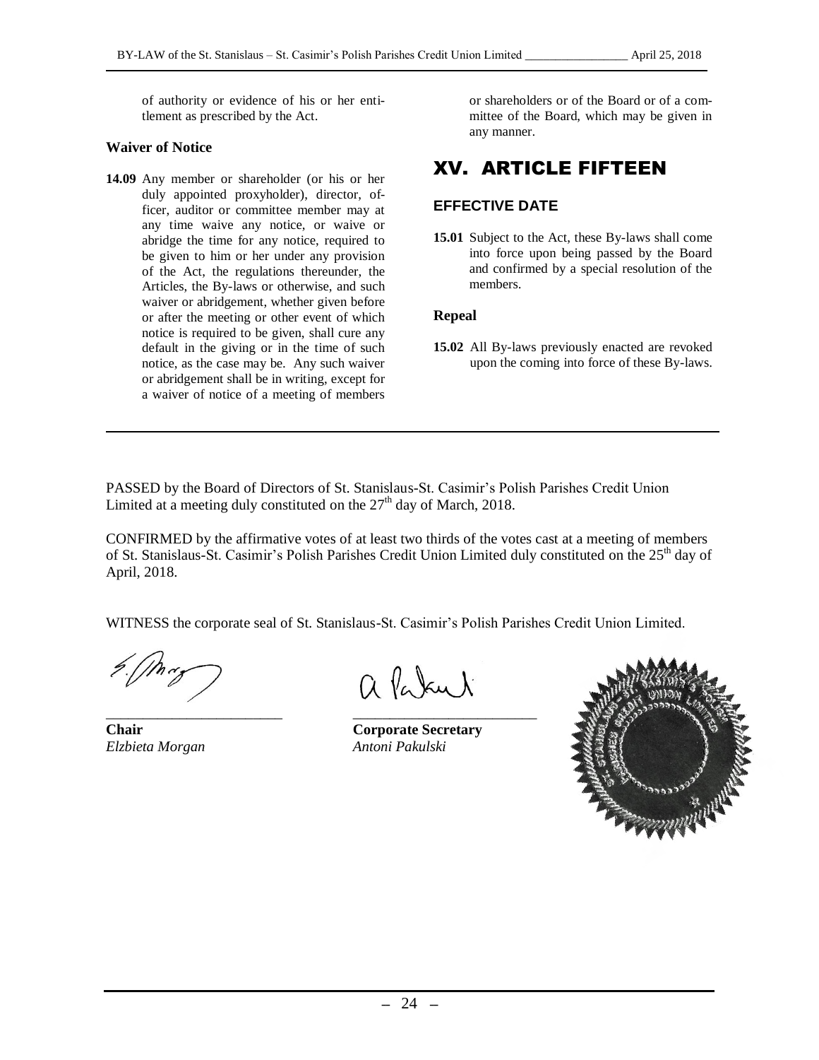of authority or evidence of his or her entitlement as prescribed by the Act.

### Waiver of Notice

**14.09** Any member or shareholder (or his or her duly appointed proxyholder), director, officer, auditor or committee member may at any time waive any notice, or waive or abridge the time for any notice, required to be given to him or her under any provision of the Act, the regulations thereunder, the Articles, the By-laws or otherwise, and such waiver or abridgement, whether given before or after the meeting or other event of which notice is required to be given, shall cure any default in the giving or in the time of such notice, as the case may be. Any such waiver or abridgement shall be in writing, except for a waiver of notice of a meeting of members or shareholders or of the Board or of a committee of the Board, which may be given in any manner.

# XV. ARTICLE FIFTEEN

## EFFECTIVE DATE

**15.01** Subject to the Act, these By-laws shall come into force upon being passed by the Board and confirmed by a special resolution of the members.

### Repeal

**15.02** All By-laws previously enacted are revoked upon the coming into force of these By-laws.

---

PASSED by the Board of Directors of St. Stanislaus-St. Casimir's Polish Parishes Credit Union Limited at a meeting duly constituted on the 27th day of March, 2018.

CONFIRMED by the affirmative votes of at least two thirds of the votes cast at a meeting of members of St. Stanislaus-St. Casimir's Polish Parishes Credit Union Limited duly constituted on the 25th day of April, 2018.

WITNESS the corporate seal of St. Stanislaus-St. Casimir's Polish Parishes Credit Union Limited.

\_\_\_\_\_\_\_\_\_\_\_\_\_\_\_\_\_\_\_\_\_\_\_\_
**Chair**
*Elzbieta Morgan*

\_\_\_\_\_\_\_\_\_\_\_\_\_\_\_\_\_\_\_\_\_\_\_\_
**Corporate Secretary**
*Antoni Pakulski*